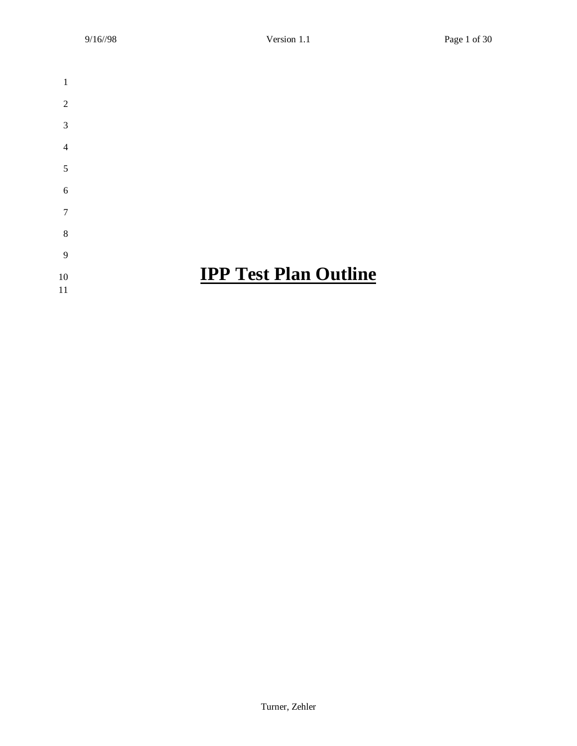# IPP Test Plan Outline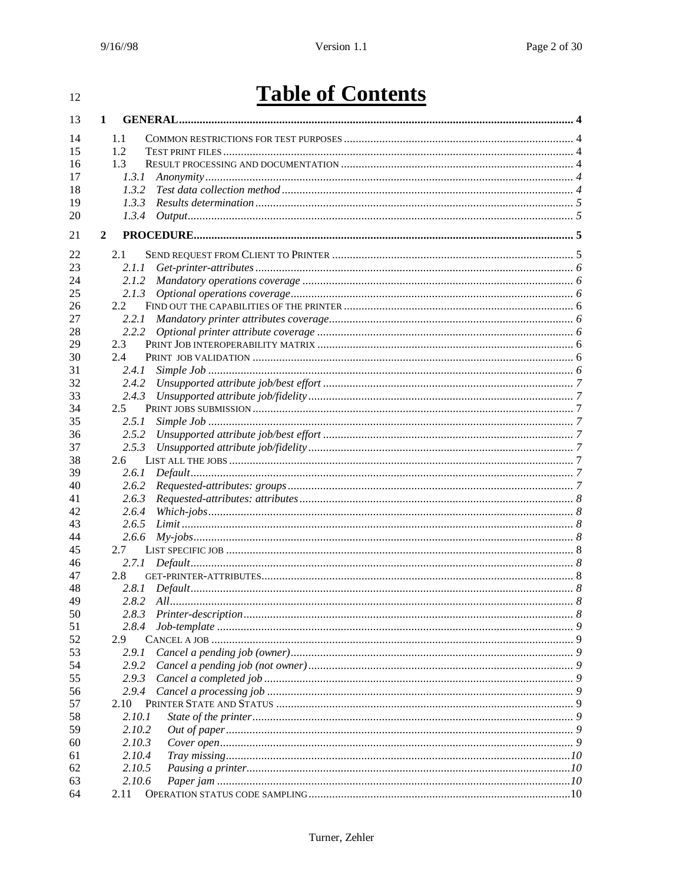# Table of Contents

1 GENERAL ..... 4

- 1.1 COMMON RESTRICTIONS FOR TEST PURPOSES ..... 4
- 1.2 TEST PRINT FILES ..... 4
- 1.3 RESULT PROCESSING AND DOCUMENTATION ..... 4
  - *1.3.1 Anonymity ..... 4*
  - *1.3.2 Test data collection method ..... 4*
  - *1.3.3 Results determination ..... 5*
  - *1.3.4 Output ..... 5*

2 PROCEDURE ..... 5

- 2.1 SEND REQUEST FROM CLIENT TO PRINTER ..... 5
  - *2.1.1 Get-printer-attributes ..... 6*
  - *2.1.2 Mandatory operations coverage ..... 6*
  - *2.1.3 Optional operations coverage ..... 6*
- 2.2 FIND OUT THE CAPABILITIES OF THE PRINTER ..... 6
  - *2.2.1 Mandatory printer attributes coverage ..... 6*
  - *2.2.2 Optional printer attribute coverage ..... 6*
- 2.3 PRINT JOB INTEROPERABILITY MATRIX ..... 6
- 2.4 PRINT JOB VALIDATION ..... 6
  - *2.4.1 Simple Job ..... 6*
  - *2.4.2 Unsupported attribute job/best effort ..... 7*
  - *2.4.3 Unsupported attribute job/fidelity ..... 7*
- 2.5 PRINT JOBS SUBMISSION ..... 7
  - *2.5.1 Simple Job ..... 7*
  - *2.5.2 Unsupported attribute job/best effort ..... 7*
  - *2.5.3 Unsupported attribute job/fidelity ..... 7*
- 2.6 LIST ALL THE JOBS ..... 7
  - *2.6.1 Default ..... 7*
  - *2.6.2 Requested-attributes: groups ..... 7*
  - *2.6.3 Requested-attributes: attributes ..... 8*
  - *2.6.4 Which-jobs ..... 8*
  - *2.6.5 Limit ..... 8*
  - *2.6.6 My-jobs ..... 8*
- 2.7 LIST SPECIFIC JOB ..... 8
  - *2.7.1 Default ..... 8*
- 2.8 GET-PRINTER-ATTRIBUTES ..... 8
  - *2.8.1 Default ..... 8*
  - *2.8.2 All ..... 8*
  - *2.8.3 Printer-description ..... 8*
  - *2.8.4 Job-template ..... 9*
- 2.9 CANCEL A JOB ..... 9
  - *2.9.1 Cancel a pending job (owner) ..... 9*
  - *2.9.2 Cancel a pending job (not owner) ..... 9*
  - *2.9.3 Cancel a completed job ..... 9*
  - *2.9.4 Cancel a processing job ..... 9*
- 2.10 PRINTER STATE AND STATUS ..... 9
  - *2.10.1 State of the printer ..... 9*
  - *2.10.2 Out of paper ..... 9*
  - *2.10.3 Cover open ..... 9*
  - *2.10.4 Tray missing ..... 10*
  - *2.10.5 Pausing a printer ..... 10*
  - *2.10.6 Paper jam ..... 10*
- 2.11 OPERATION STATUS CODE SAMPLING ..... 10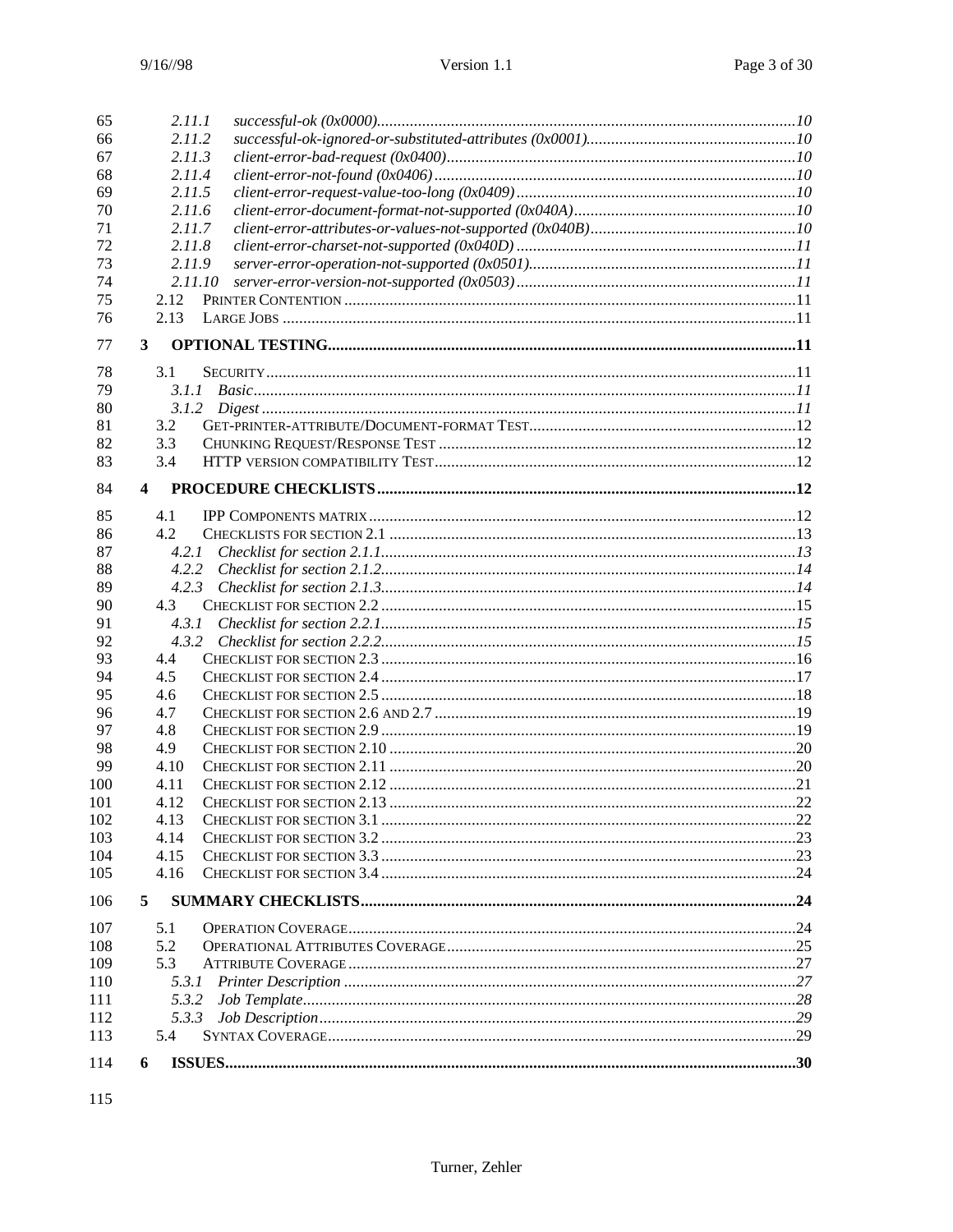2.11.1 successful-ok (0x0000)....................................................................................................10
2.11.2 successful-ok-ignored-or-substituted-attributes (0x0001)..................................................10
2.11.3 client-error-bad-request (0x0400)....................................................................................10
2.11.4 client-error-not-found (0x0406).......................................................................................10
2.11.5 client-error-request-value-too-long (0x0409)...................................................................10
2.11.6 client-error-document-format-not-supported (0x040A)....................................................10
2.11.7 client-error-attributes-or-values-not-supported (0x040B).................................................10
2.11.8 client-error-charset-not-supported (0x040D)...................................................................11
2.11.9 server-error-operation-not-supported (0x0501)................................................................11
2.11.10 server-error-version-not-supported (0x0503)..................................................................11
2.12 PRINTER CONTENTION .............................................................................................................11
2.13 LARGE JOBS ...........................................................................................................................11

**3 OPTIONAL TESTING...............................................................................................................11**

3.1 SECURITY...............................................................................................................................11
3.1.1 Basic..................................................................................................................................11
3.1.2 Digest.................................................................................................................................11
3.2 GET-PRINTER-ATTRIBUTE/DOCUMENT-FORMAT TEST..............................................................12
3.3 CHUNKING REQUEST/RESPONSE TEST .....................................................................................12
3.4 HTTP VERSION COMPATIBILITY TEST......................................................................................12

**4 PROCEDURE CHECKLISTS....................................................................................................12**

4.1 IPP COMPONENTS MATRIX......................................................................................................12
4.2 CHECKLISTS FOR SECTION 2.1 .................................................................................................13
4.2.1 Checklist for section 2.1.1....................................................................................................13
4.2.2 Checklist for section 2.1.2....................................................................................................14
4.2.3 Checklist for section 2.1.3....................................................................................................14
4.3 CHECKLIST FOR SECTION 2.2 ...................................................................................................15
4.3.1 Checklist for section 2.2.1....................................................................................................15
4.3.2 Checklist for section 2.2.2....................................................................................................15
4.4 CHECKLIST FOR SECTION 2.3 ...................................................................................................16
4.5 CHECKLIST FOR SECTION 2.4 ...................................................................................................17
4.6 CHECKLIST FOR SECTION 2.5 ...................................................................................................18
4.7 CHECKLIST FOR SECTION 2.6 AND 2.7 ......................................................................................19
4.8 CHECKLIST FOR SECTION 2.9 ...................................................................................................19
4.9 CHECKLIST FOR SECTION 2.10 .................................................................................................20
4.10 CHECKLIST FOR SECTION 2.11 .................................................................................................20
4.11 CHECKLIST FOR SECTION 2.12 .................................................................................................21
4.12 CHECKLIST FOR SECTION 2.13 .................................................................................................22
4.13 CHECKLIST FOR SECTION 3.1 ...................................................................................................22
4.14 CHECKLIST FOR SECTION 3.2 ...................................................................................................23
4.15 CHECKLIST FOR SECTION 3.3 ...................................................................................................23
4.16 CHECKLIST FOR SECTION 3.4 ...................................................................................................24

**5 SUMMARY CHECKLISTS........................................................................................................24**

5.1 OPERATION COVERAGE...........................................................................................................24
5.2 OPERATIONAL ATTRIBUTES COVERAGE...................................................................................25
5.3 ATTRIBUTE COVERAGE...........................................................................................................27
5.3.1 Printer Description ............................................................................................................27
5.3.2 Job Template......................................................................................................................28
5.3.3 Job Description..................................................................................................................29
5.4 SYNTAX COVERAGE................................................................................................................29

**6 ISSUES.........................................................................................................................................30**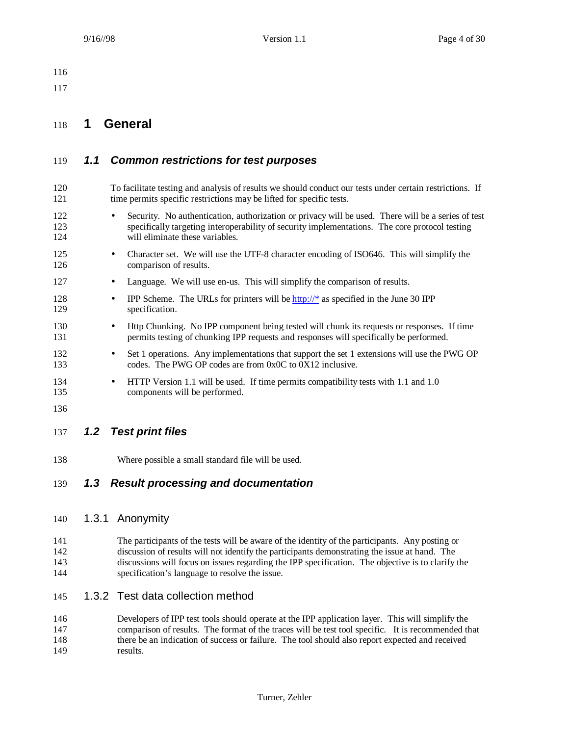# 1 General

## *1.1 Common restrictions for test purposes*

To facilitate testing and analysis of results we should conduct our tests under certain restrictions. If time permits specific restrictions may be lifted for specific tests.

- Security. No authentication, authorization or privacy will be used. There will be a series of test specifically targeting interoperability of security implementations. The core protocol testing will eliminate these variables.
- Character set. We will use the UTF-8 character encoding of ISO646. This will simplify the comparison of results.
- Language. We will use en-us. This will simplify the comparison of results.
- IPP Scheme. The URLs for printers will be http://* as specified in the June 30 IPP specification.
- Http Chunking. No IPP component being tested will chunk its requests or responses. If time permits testing of chunking IPP requests and responses will specifically be performed.
- Set 1 operations. Any implementations that support the set 1 extensions will use the PWG OP codes. The PWG OP codes are from 0x0C to 0X12 inclusive.
- HTTP Version 1.1 will be used. If time permits compatibility tests with 1.1 and 1.0 components will be performed.

## *1.2 Test print files*

Where possible a small standard file will be used.

## *1.3 Result processing and documentation*

### 1.3.1 Anonymity

The participants of the tests will be aware of the identity of the participants. Any posting or discussion of results will not identify the participants demonstrating the issue at hand. The discussions will focus on issues regarding the IPP specification. The objective is to clarify the specification's language to resolve the issue.

### 1.3.2 Test data collection method

Developers of IPP test tools should operate at the IPP application layer. This will simplify the comparison of results. The format of the traces will be test tool specific. It is recommended that there be an indication of success or failure. The tool should also report expected and received results.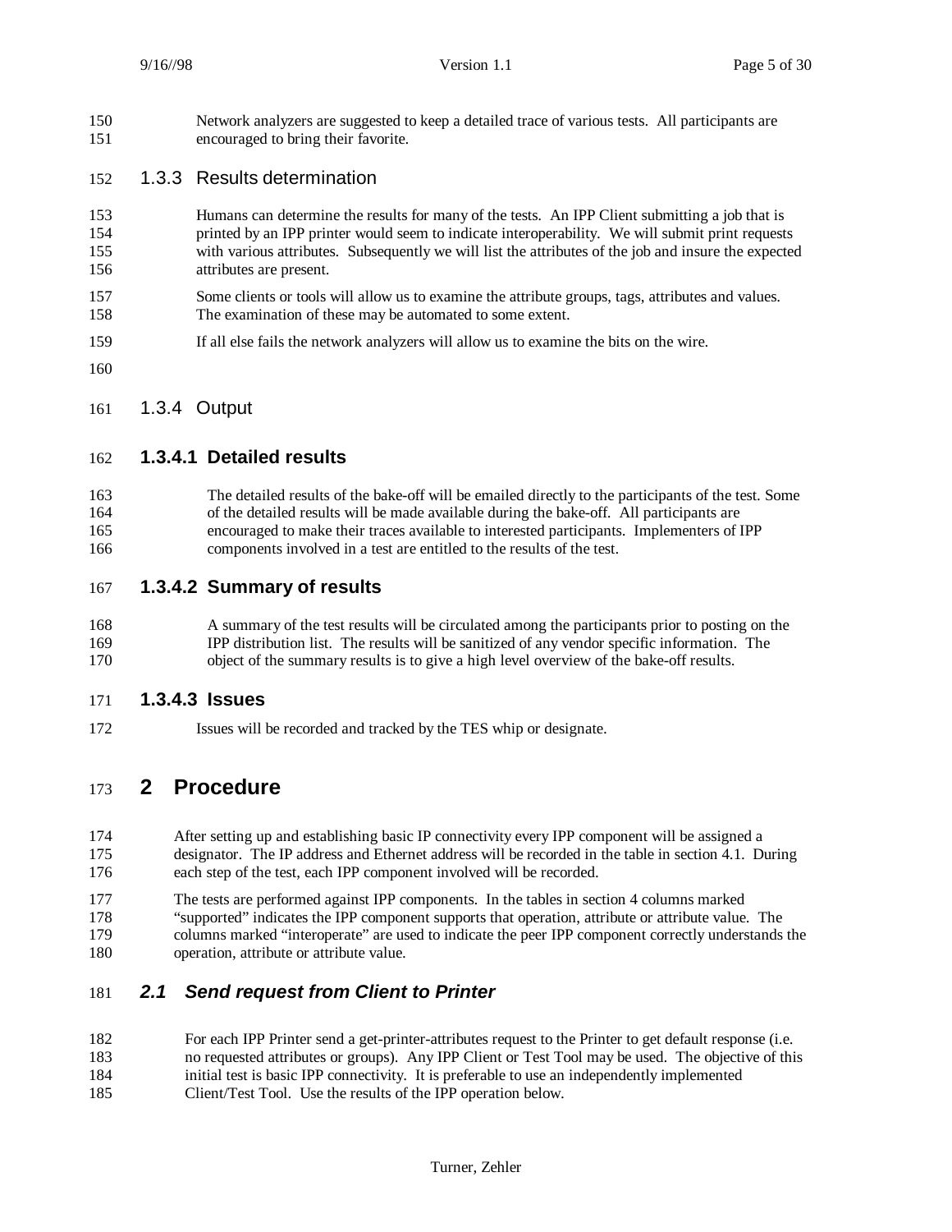Network analyzers are suggested to keep a detailed trace of various tests. All participants are encouraged to bring their favorite.

### 1.3.3 Results determination

Humans can determine the results for many of the tests. An IPP Client submitting a job that is printed by an IPP printer would seem to indicate interoperability. We will submit print requests with various attributes. Subsequently we will list the attributes of the job and insure the expected attributes are present.

Some clients or tools will allow us to examine the attribute groups, tags, attributes and values. The examination of these may be automated to some extent.

If all else fails the network analyzers will allow us to examine the bits on the wire.

### 1.3.4 Output

#### 1.3.4.1 Detailed results

The detailed results of the bake-off will be emailed directly to the participants of the test. Some of the detailed results will be made available during the bake-off. All participants are encouraged to make their traces available to interested participants. Implementers of IPP components involved in a test are entitled to the results of the test.

#### 1.3.4.2 Summary of results

A summary of the test results will be circulated among the participants prior to posting on the IPP distribution list. The results will be sanitized of any vendor specific information. The object of the summary results is to give a high level overview of the bake-off results.

#### 1.3.4.3 Issues

Issues will be recorded and tracked by the TES whip or designate.

# 2 Procedure

After setting up and establishing basic IP connectivity every IPP component will be assigned a designator. The IP address and Ethernet address will be recorded in the table in section 4.1. During each step of the test, each IPP component involved will be recorded.

The tests are performed against IPP components. In the tables in section 4 columns marked "supported" indicates the IPP component supports that operation, attribute or attribute value. The columns marked "interoperate" are used to indicate the peer IPP component correctly understands the operation, attribute or attribute value.

## *2.1 Send request from Client to Printer*

For each IPP Printer send a get-printer-attributes request to the Printer to get default response (i.e. no requested attributes or groups). Any IPP Client or Test Tool may be used. The objective of this initial test is basic IPP connectivity. It is preferable to use an independently implemented Client/Test Tool. Use the results of the IPP operation below.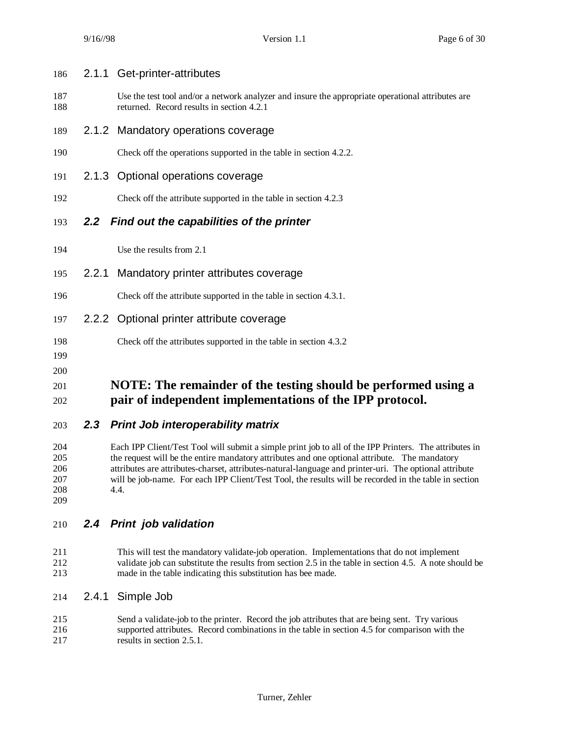### 2.1.1 Get-printer-attributes

Use the test tool and/or a network analyzer and insure the appropriate operational attributes are returned. Record results in section 4.2.1

### 2.1.2 Mandatory operations coverage

Check off the operations supported in the table in section 4.2.2.

### 2.1.3 Optional operations coverage

Check off the attribute supported in the table in section 4.2.3

## *2.2 Find out the capabilities of the printer*

Use the results from 2.1

### 2.2.1 Mandatory printer attributes coverage

Check off the attribute supported in the table in section 4.3.1.

### 2.2.2 Optional printer attribute coverage

Check off the attributes supported in the table in section 4.3.2

**NOTE: The remainder of the testing should be performed using a pair of independent implementations of the IPP protocol.**

## *2.3 Print Job interoperability matrix*

Each IPP Client/Test Tool will submit a simple print job to all of the IPP Printers. The attributes in the request will be the entire mandatory attributes and one optional attribute. The mandatory attributes are attributes-charset, attributes-natural-language and printer-uri. The optional attribute will be job-name. For each IPP Client/Test Tool, the results will be recorded in the table in section 4.4.

## *2.4 Print job validation*

This will test the mandatory validate-job operation. Implementations that do not implement validate job can substitute the results from section 2.5 in the table in section 4.5. A note should be made in the table indicating this substitution has bee made.

### 2.4.1 Simple Job

Send a validate-job to the printer. Record the job attributes that are being sent. Try various supported attributes. Record combinations in the table in section 4.5 for comparison with the results in section 2.5.1.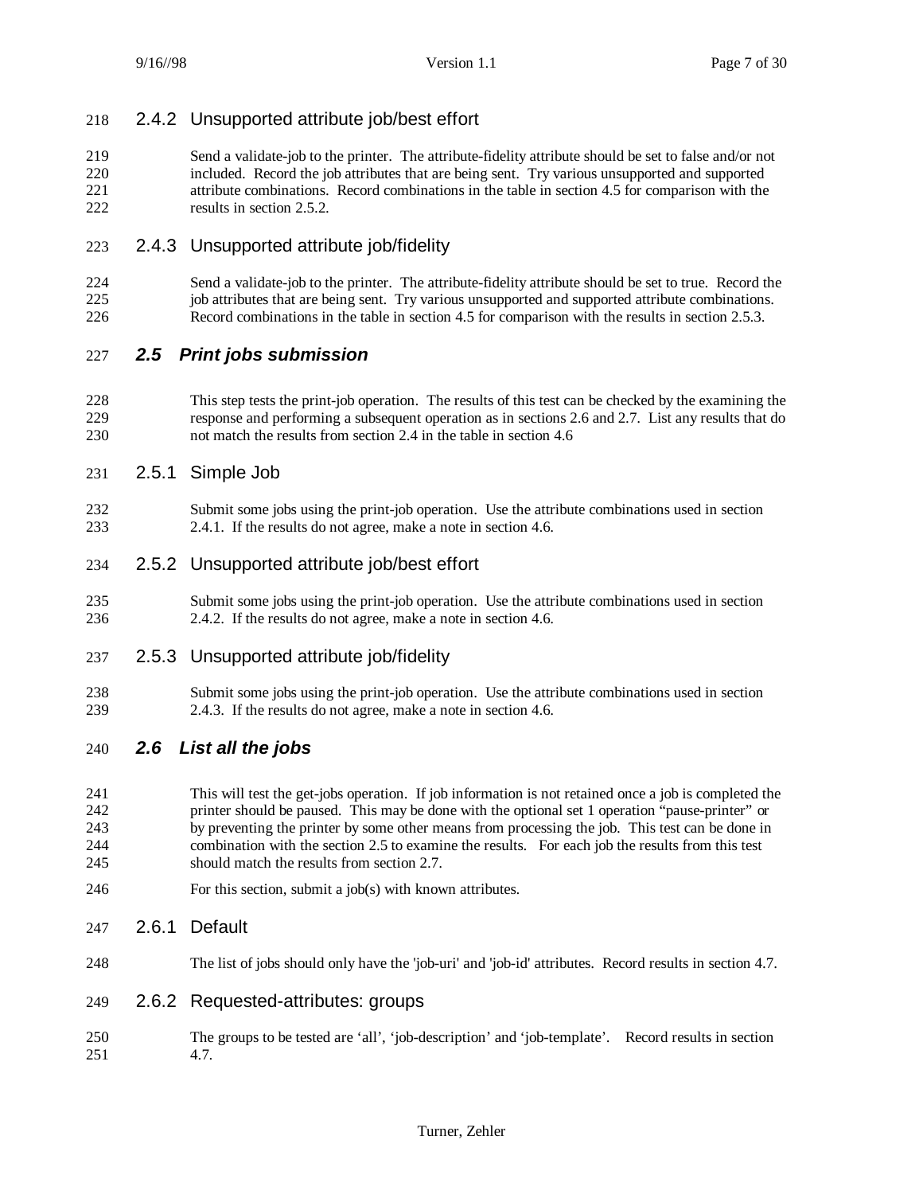### 2.4.2 Unsupported attribute job/best effort

Send a validate-job to the printer. The attribute-fidelity attribute should be set to false and/or not included. Record the job attributes that are being sent. Try various unsupported and supported attribute combinations. Record combinations in the table in section 4.5 for comparison with the results in section 2.5.2.

### 2.4.3 Unsupported attribute job/fidelity

Send a validate-job to the printer. The attribute-fidelity attribute should be set to true. Record the job attributes that are being sent. Try various unsupported and supported attribute combinations. Record combinations in the table in section 4.5 for comparison with the results in section 2.5.3.

## *2.5 Print jobs submission*

This step tests the print-job operation. The results of this test can be checked by the examining the response and performing a subsequent operation as in sections 2.6 and 2.7. List any results that do not match the results from section 2.4 in the table in section 4.6

### 2.5.1 Simple Job

Submit some jobs using the print-job operation. Use the attribute combinations used in section 2.4.1. If the results do not agree, make a note in section 4.6.

### 2.5.2 Unsupported attribute job/best effort

Submit some jobs using the print-job operation. Use the attribute combinations used in section 2.4.2. If the results do not agree, make a note in section 4.6.

### 2.5.3 Unsupported attribute job/fidelity

Submit some jobs using the print-job operation. Use the attribute combinations used in section 2.4.3. If the results do not agree, make a note in section 4.6.

## *2.6 List all the jobs*

This will test the get-jobs operation. If job information is not retained once a job is completed the printer should be paused. This may be done with the optional set 1 operation "pause-printer" or by preventing the printer by some other means from processing the job. This test can be done in combination with the section 2.5 to examine the results. For each job the results from this test should match the results from section 2.7.

For this section, submit a job(s) with known attributes.

### 2.6.1 Default

The list of jobs should only have the 'job-uri' and 'job-id' attributes. Record results in section 4.7.

### 2.6.2 Requested-attributes: groups

The groups to be tested are 'all', 'job-description' and 'job-template'. Record results in section 4.7.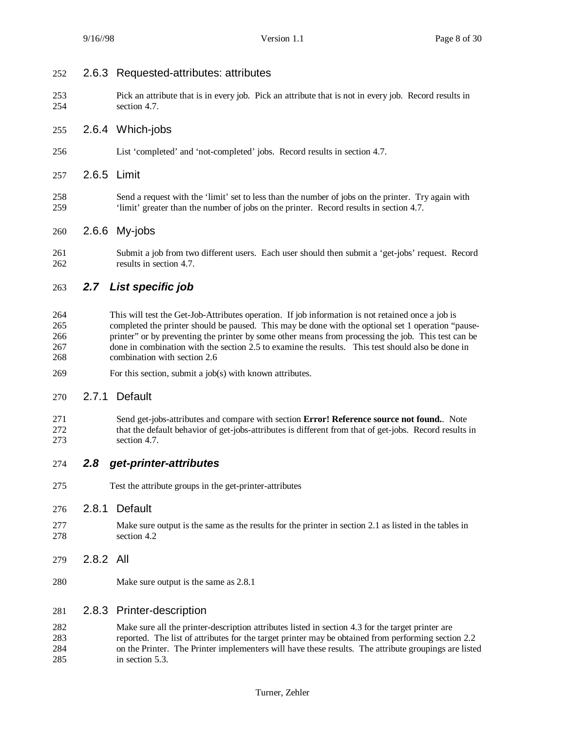### 2.6.3 Requested-attributes: attributes

Pick an attribute that is in every job. Pick an attribute that is not in every job. Record results in section 4.7.

### 2.6.4 Which-jobs

List 'completed' and 'not-completed' jobs. Record results in section 4.7.

### 2.6.5 Limit

Send a request with the 'limit' set to less than the number of jobs on the printer. Try again with 'limit' greater than the number of jobs on the printer. Record results in section 4.7.

### 2.6.6 My-jobs

Submit a job from two different users. Each user should then submit a 'get-jobs' request. Record results in section 4.7.

## *2.7 List specific job*

This will test the Get-Job-Attributes operation. If job information is not retained once a job is completed the printer should be paused. This may be done with the optional set 1 operation "pause-printer" or by preventing the printer by some other means from processing the job. This test can be done in combination with the section 2.5 to examine the results. This test should also be done in combination with section 2.6

For this section, submit a job(s) with known attributes.

### 2.7.1 Default

Send get-jobs-attributes and compare with section **Error! Reference source not found.**. Note that the default behavior of get-jobs-attributes is different from that of get-jobs. Record results in section 4.7.

## *2.8 get-printer-attributes*

Test the attribute groups in the get-printer-attributes

### 2.8.1 Default

Make sure output is the same as the results for the printer in section 2.1 as listed in the tables in section 4.2

### 2.8.2 All

Make sure output is the same as 2.8.1

### 2.8.3 Printer-description

Make sure all the printer-description attributes listed in section 4.3 for the target printer are reported. The list of attributes for the target printer may be obtained from performing section 2.2 on the Printer. The Printer implementers will have these results. The attribute groupings are listed in section 5.3.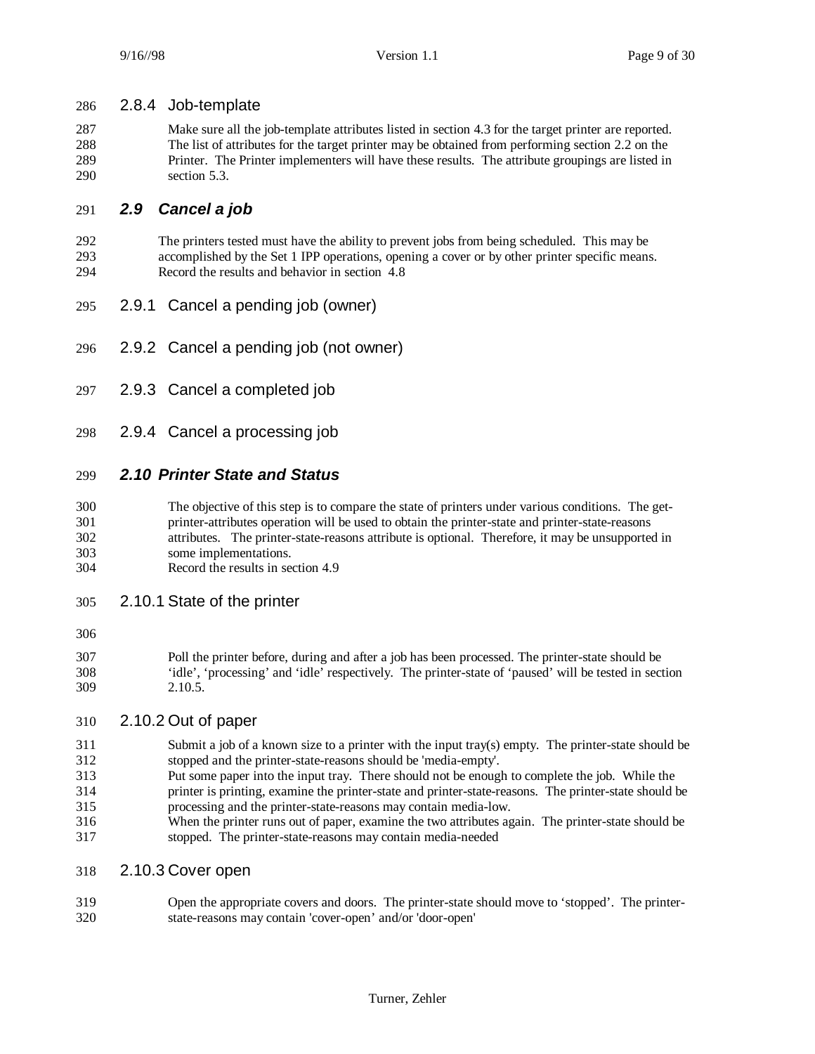### 2.8.4 Job-template

Make sure all the job-template attributes listed in section 4.3 for the target printer are reported. The list of attributes for the target printer may be obtained from performing section 2.2 on the Printer. The Printer implementers will have these results. The attribute groupings are listed in section 5.3.

## *2.9 Cancel a job*

The printers tested must have the ability to prevent jobs from being scheduled. This may be accomplished by the Set 1 IPP operations, opening a cover or by other printer specific means. Record the results and behavior in section 4.8

### 2.9.1 Cancel a pending job (owner)

### 2.9.2 Cancel a pending job (not owner)

### 2.9.3 Cancel a completed job

### 2.9.4 Cancel a processing job

## *2.10 Printer State and Status*

The objective of this step is to compare the state of printers under various conditions. The get-printer-attributes operation will be used to obtain the printer-state and printer-state-reasons attributes. The printer-state-reasons attribute is optional. Therefore, it may be unsupported in some implementations.
Record the results in section 4.9

### 2.10.1 State of the printer

Poll the printer before, during and after a job has been processed. The printer-state should be 'idle', 'processing' and 'idle' respectively. The printer-state of 'paused' will be tested in section 2.10.5.

### 2.10.2 Out of paper

Submit a job of a known size to a printer with the input tray(s) empty. The printer-state should be stopped and the printer-state-reasons should be 'media-empty'.
Put some paper into the input tray. There should not be enough to complete the job. While the printer is printing, examine the printer-state and printer-state-reasons. The printer-state should be processing and the printer-state-reasons may contain media-low.
When the printer runs out of paper, examine the two attributes again. The printer-state should be stopped. The printer-state-reasons may contain media-needed

### 2.10.3 Cover open

Open the appropriate covers and doors. The printer-state should move to 'stopped'. The printer-state-reasons may contain 'cover-open' and/or 'door-open'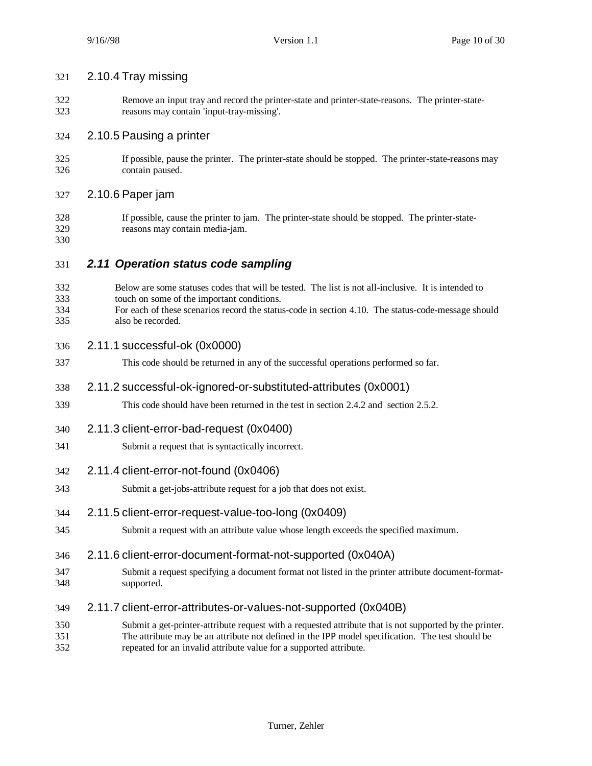### 2.10.4 Tray missing

Remove an input tray and record the printer-state and printer-state-reasons. The printer-state-reasons may contain 'input-tray-missing'.

### 2.10.5 Pausing a printer

If possible, pause the printer. The printer-state should be stopped. The printer-state-reasons may contain paused.

### 2.10.6 Paper jam

If possible, cause the printer to jam. The printer-state should be stopped. The printer-state-reasons may contain media-jam.

## *2.11 Operation status code sampling*

Below are some statuses codes that will be tested. The list is not all-inclusive. It is intended to touch on some of the important conditions.
For each of these scenarios record the status-code in section 4.10. The status-code-message should also be recorded.

### 2.11.1 successful-ok (0x0000)

This code should be returned in any of the successful operations performed so far.

### 2.11.2 successful-ok-ignored-or-substituted-attributes (0x0001)

This code should have been returned in the test in section 2.4.2 and section 2.5.2.

### 2.11.3 client-error-bad-request (0x0400)

Submit a request that is syntactically incorrect.

### 2.11.4 client-error-not-found (0x0406)

Submit a get-jobs-attribute request for a job that does not exist.

### 2.11.5 client-error-request-value-too-long (0x0409)

Submit a request with an attribute value whose length exceeds the specified maximum.

### 2.11.6 client-error-document-format-not-supported (0x040A)

Submit a request specifying a document format not listed in the printer attribute document-format-supported.

### 2.11.7 client-error-attributes-or-values-not-supported (0x040B)

Submit a get-printer-attribute request with a requested attribute that is not supported by the printer. The attribute may be an attribute not defined in the IPP model specification. The test should be repeated for an invalid attribute value for a supported attribute.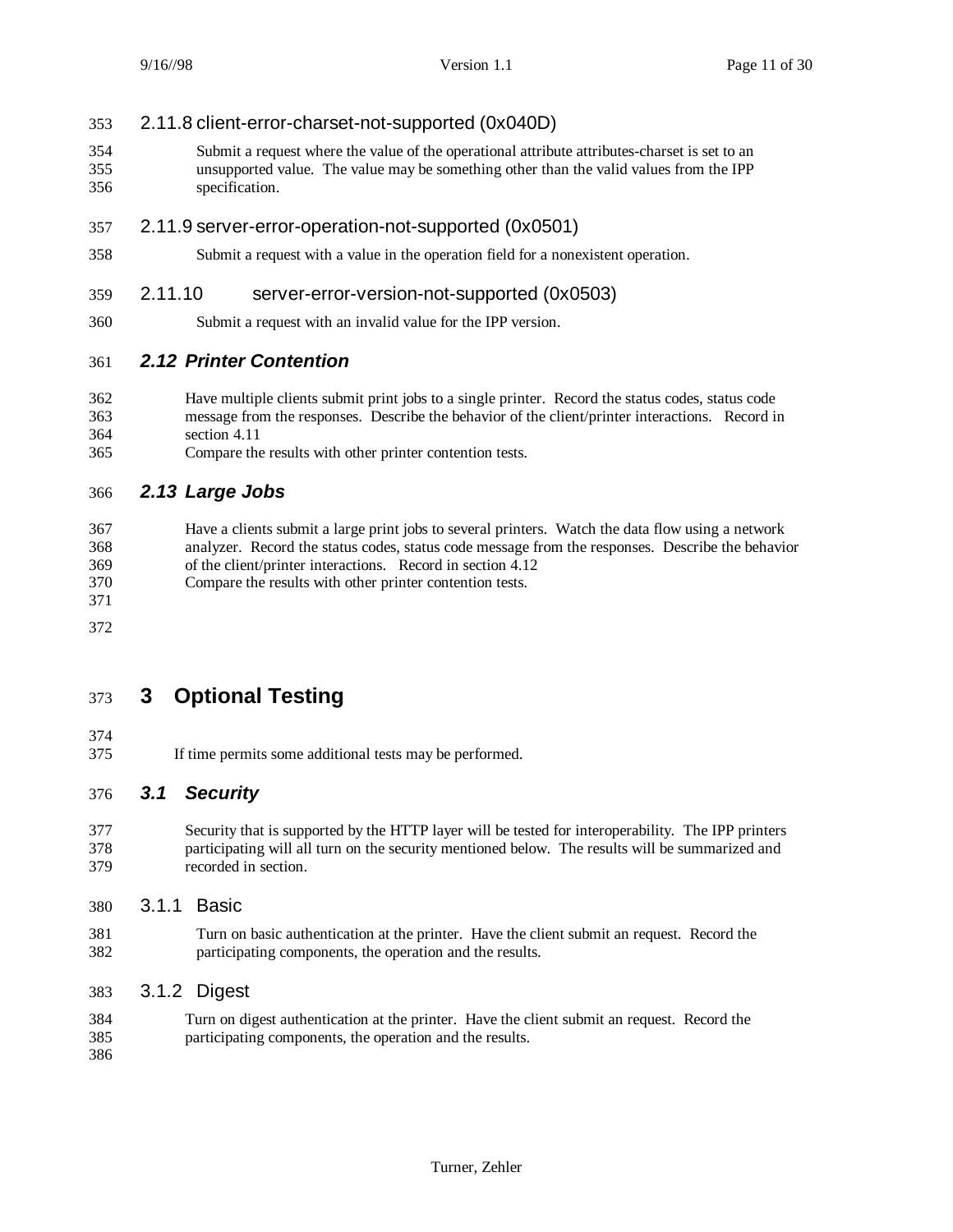#### 2.11.8 client-error-charset-not-supported (0x040D)

Submit a request where the value of the operational attribute attributes-charset is set to an unsupported value. The value may be something other than the valid values from the IPP specification.

#### 2.11.9 server-error-operation-not-supported (0x0501)

Submit a request with a value in the operation field for a nonexistent operation.

#### 2.11.10 server-error-version-not-supported (0x0503)

Submit a request with an invalid value for the IPP version.

### *2.12 Printer Contention*

Have multiple clients submit print jobs to a single printer. Record the status codes, status code message from the responses. Describe the behavior of the client/printer interactions. Record in section 4.11

Compare the results with other printer contention tests.

### *2.13 Large Jobs*

Have a clients submit a large print jobs to several printers. Watch the data flow using a network analyzer. Record the status codes, status code message from the responses. Describe the behavior of the client/printer interactions. Record in section 4.12

Compare the results with other printer contention tests.

## 3 Optional Testing

If time permits some additional tests may be performed.

### *3.1 Security*

Security that is supported by the HTTP layer will be tested for interoperability. The IPP printers participating will all turn on the security mentioned below. The results will be summarized and recorded in section.

#### 3.1.1 Basic

Turn on basic authentication at the printer. Have the client submit an request. Record the participating components, the operation and the results.

#### 3.1.2 Digest

Turn on digest authentication at the printer. Have the client submit an request. Record the participating components, the operation and the results.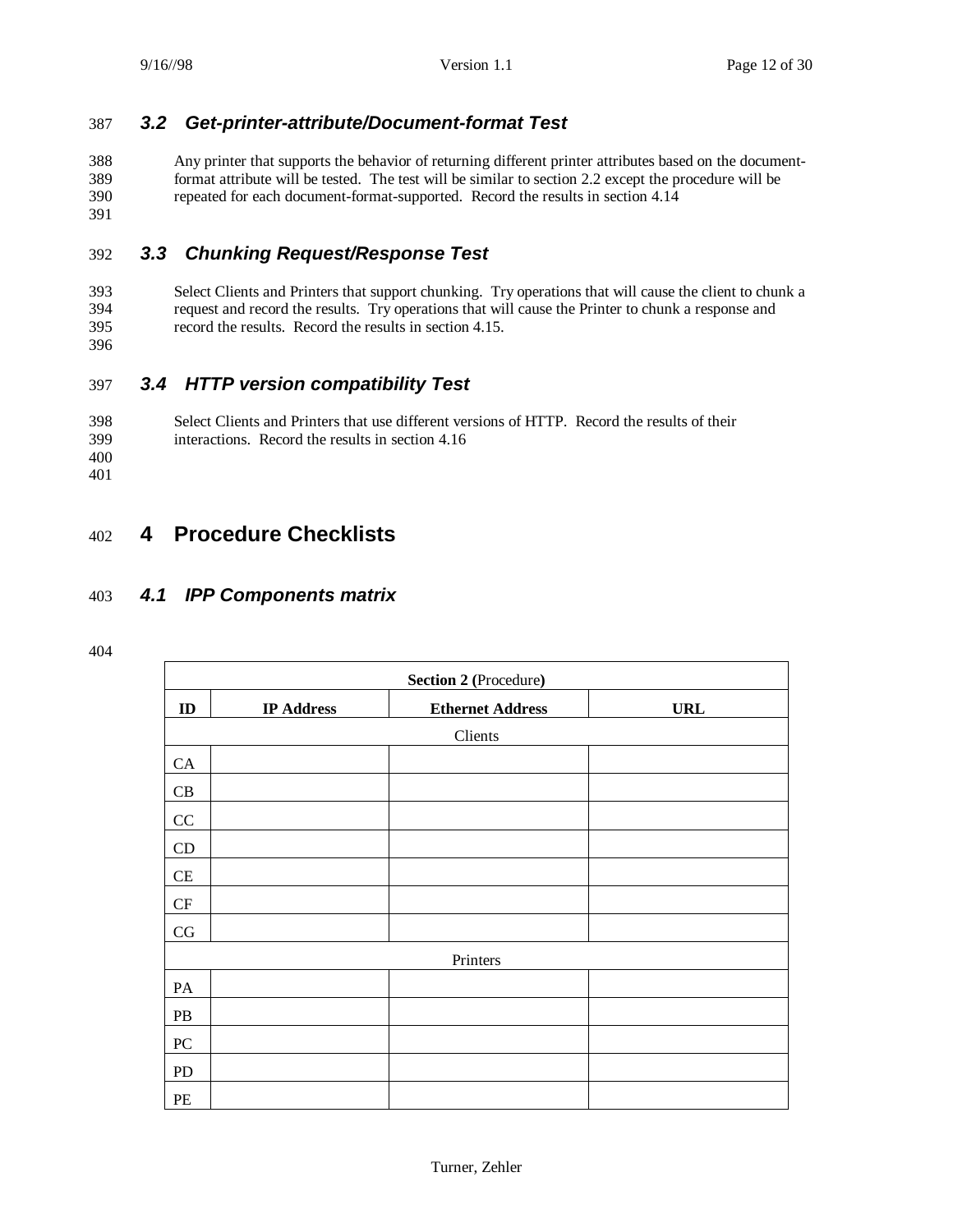### 3.2 Get-printer-attribute/Document-format Test

Any printer that supports the behavior of returning different printer attributes based on the document-format attribute will be tested. The test will be similar to section 2.2 except the procedure will be repeated for each document-format-supported. Record the results in section 4.14

### 3.3 Chunking Request/Response Test

Select Clients and Printers that support chunking. Try operations that will cause the client to chunk a request and record the results. Try operations that will cause the Printer to chunk a response and record the results. Record the results in section 4.15.

### 3.4 HTTP version compatibility Test

Select Clients and Printers that use different versions of HTTP. Record the results of their interactions. Record the results in section 4.16

# 4 Procedure Checklists

### 4.1 IPP Components matrix

| **Section 2 (**Procedure**)** | | | |
|---|---|---|---|
| **ID** | **IP Address** | **Ethernet Address** | **URL** |
| Clients | | | |
| CA | | | |
| CB | | | |
| CC | | | |
| CD | | | |
| CE | | | |
| CF | | | |
| CG | | | |
| Printers | | | |
| PA | | | |
| PB | | | |
| PC | | | |
| PD | | | |
| PE | | | |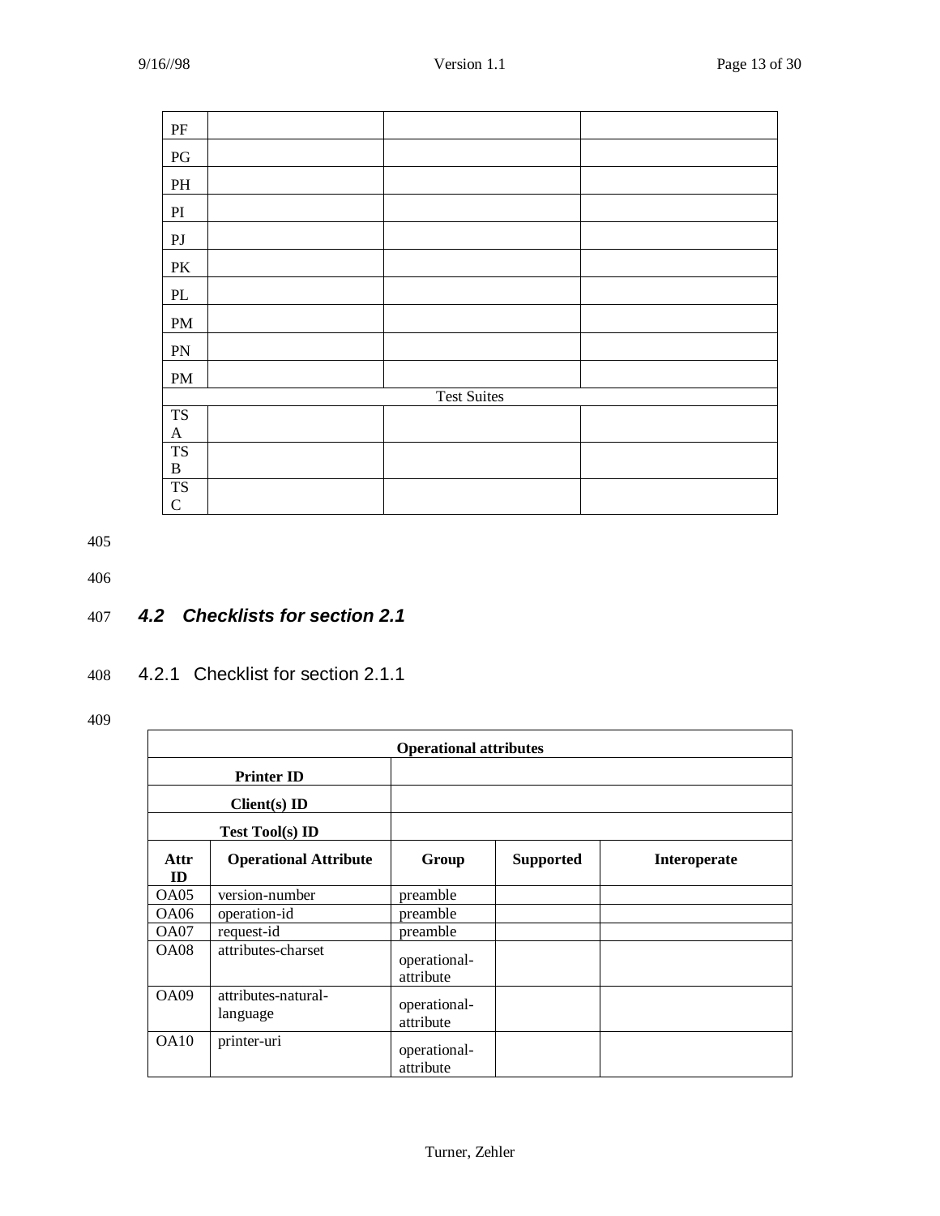| | | | |
|---|---|---|---|
| PF | | | |
| PG | | | |
| PH | | | |
| PI | | | |
| PJ | | | |
| PK | | | |
| PL | | | |
| PM | | | |
| PN | | | |
| PM | | | |
| Test Suites | | | |
| TS A | | | |
| TS B | | | |
| TS C | | | |

405

406

407

## *4.2 Checklists for section 2.1*

408

### 4.2.1 Checklist for section 2.1.1

409

| **Operational attributes** | | | | |
|---|---|---|---|---|
| **Printer ID** | | | | |
| **Client(s) ID** | | | | |
| **Test Tool(s) ID** | | | | |
| **Attr ID** | **Operational Attribute** | **Group** | **Supported** | **Interoperate** |
| OA05 | version-number | preamble | | |
| OA06 | operation-id | preamble | | |
| OA07 | request-id | preamble | | |
| OA08 | attributes-charset | operational-attribute | | |
| OA09 | attributes-natural-language | operational-attribute | | |
| OA10 | printer-uri | operational-attribute | | |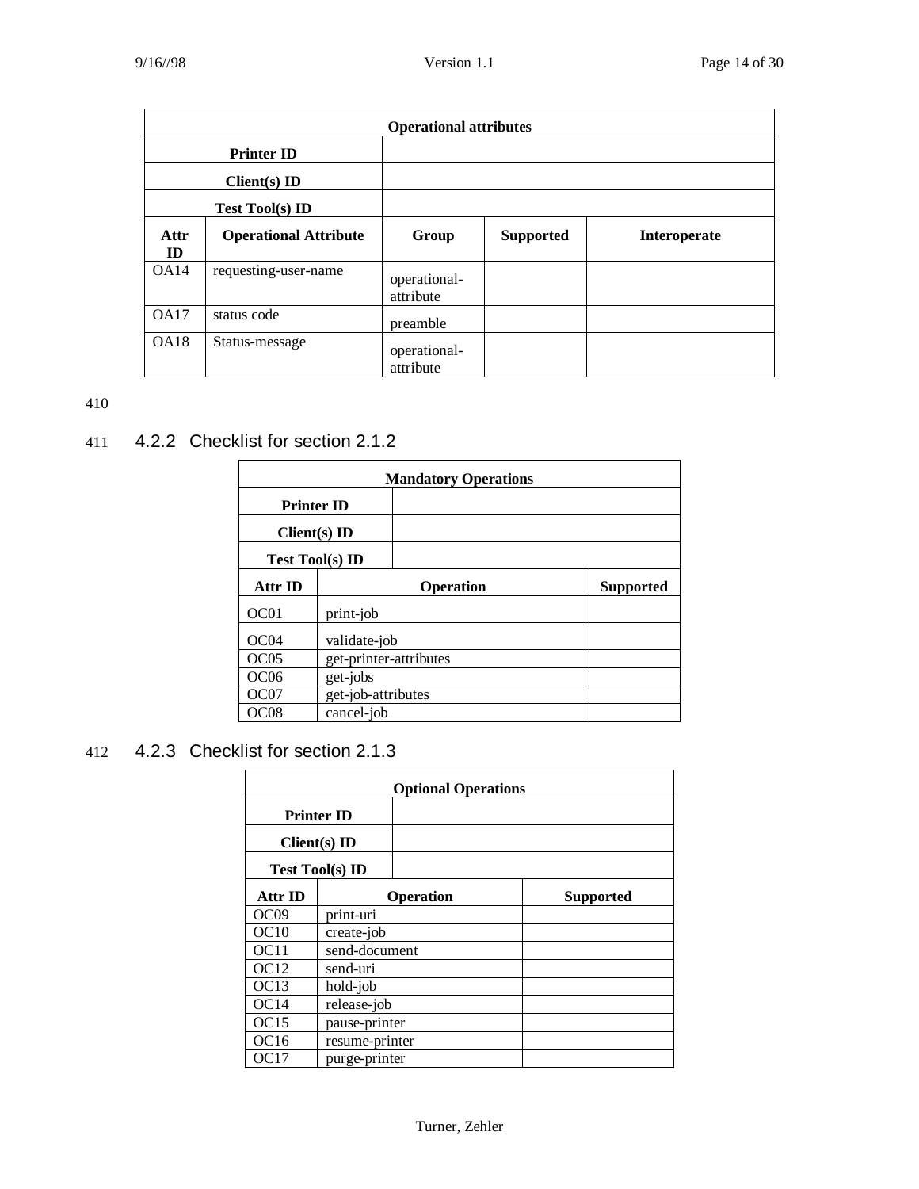| Operational attributes | | | | |
|---|---|---|---|---|
| Printer ID | | | | |
| Client(s) ID | | | | |
| Test Tool(s) ID | | | | |
| **Attr ID** | **Operational Attribute** | **Group** | **Supported** | **Interoperate** |
| OA14 | requesting-user-name | operational-attribute | | |
| OA17 | status code | preamble | | |
| OA18 | Status-message | operational-attribute | | |

410

411 ### 4.2.2 Checklist for section 2.1.2

| Mandatory Operations | | |
|---|---|---|
| Printer ID | | |
| Client(s) ID | | |
| Test Tool(s) ID | | |
| **Attr ID** | **Operation** | **Supported** |
| OC01 | print-job | |
| OC04 | validate-job | |
| OC05 | get-printer-attributes | |
| OC06 | get-jobs | |
| OC07 | get-job-attributes | |
| OC08 | cancel-job | |

412 ### 4.2.3 Checklist for section 2.1.3

| Optional Operations | | |
|---|---|---|
| Printer ID | | |
| Client(s) ID | | |
| Test Tool(s) ID | | |
| **Attr ID** | **Operation** | **Supported** |
| OC09 | print-uri | |
| OC10 | create-job | |
| OC11 | send-document | |
| OC12 | send-uri | |
| OC13 | hold-job | |
| OC14 | release-job | |
| OC15 | pause-printer | |
| OC16 | resume-printer | |
| OC17 | purge-printer | |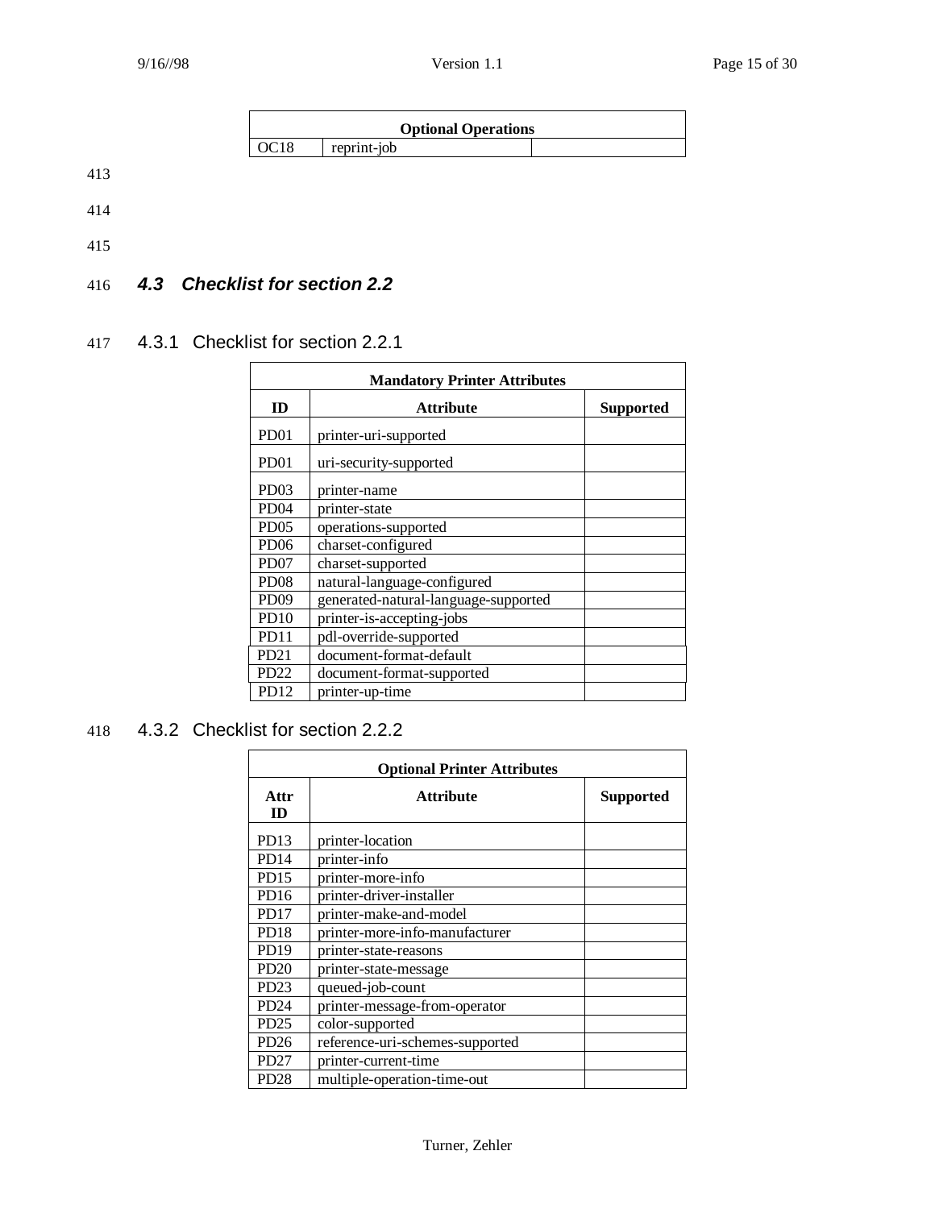| Optional Operations | | |
| --- | --- | --- |
| OC18 | reprint-job | |

413

414

415

### 4.3 Checklist for section 2.2

#### 4.3.1 Checklist for section 2.2.1

| Mandatory Printer Attributes | | |
| --- | --- | --- |
| **ID** | **Attribute** | **Supported** |
| PD01 | printer-uri-supported | |
| PD01 | uri-security-supported | |
| PD03 | printer-name | |
| PD04 | printer-state | |
| PD05 | operations-supported | |
| PD06 | charset-configured | |
| PD07 | charset-supported | |
| PD08 | natural-language-configured | |
| PD09 | generated-natural-language-supported | |
| PD10 | printer-is-accepting-jobs | |
| PD11 | pdl-override-supported | |
| PD21 | document-format-default | |
| PD22 | document-format-supported | |
| PD12 | printer-up-time | |

#### 4.3.2 Checklist for section 2.2.2

| Optional Printer Attributes | | |
| --- | --- | --- |
| **Attr ID** | **Attribute** | **Supported** |
| PD13 | printer-location | |
| PD14 | printer-info | |
| PD15 | printer-more-info | |
| PD16 | printer-driver-installer | |
| PD17 | printer-make-and-model | |
| PD18 | printer-more-info-manufacturer | |
| PD19 | printer-state-reasons | |
| PD20 | printer-state-message | |
| PD23 | queued-job-count | |
| PD24 | printer-message-from-operator | |
| PD25 | color-supported | |
| PD26 | reference-uri-schemes-supported | |
| PD27 | printer-current-time | |
| PD28 | multiple-operation-time-out | |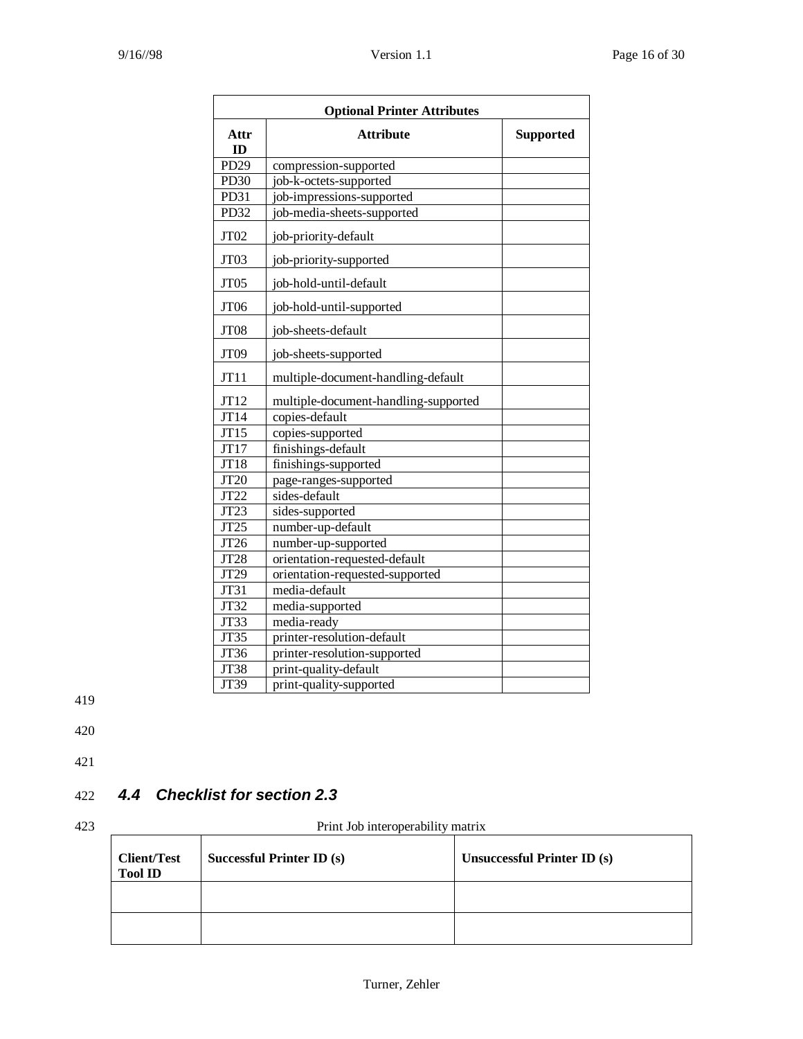| Optional Printer Attributes | | |
|---|---|---|
| **Attr ID** | **Attribute** | **Supported** |
| PD29 | compression-supported | |
| PD30 | job-k-octets-supported | |
| PD31 | job-impressions-supported | |
| PD32 | job-media-sheets-supported | |
| JT02 | job-priority-default | |
| JT03 | job-priority-supported | |
| JT05 | job-hold-until-default | |
| JT06 | job-hold-until-supported | |
| JT08 | job-sheets-default | |
| JT09 | job-sheets-supported | |
| JT11 | multiple-document-handling-default | |
| JT12 | multiple-document-handling-supported | |
| JT14 | copies-default | |
| JT15 | copies-supported | |
| JT17 | finishings-default | |
| JT18 | finishings-supported | |
| JT20 | page-ranges-supported | |
| JT22 | sides-default | |
| JT23 | sides-supported | |
| JT25 | number-up-default | |
| JT26 | number-up-supported | |
| JT28 | orientation-requested-default | |
| JT29 | orientation-requested-supported | |
| JT31 | media-default | |
| JT32 | media-supported | |
| JT33 | media-ready | |
| JT35 | printer-resolution-default | |
| JT36 | printer-resolution-supported | |
| JT38 | print-quality-default | |
| JT39 | print-quality-supported | |

## *4.4 Checklist for section 2.3*

Print Job interoperability matrix

| Client/Test Tool ID | Successful Printer ID (s) | Unsuccessful Printer ID (s) |
|---|---|---|
| | | |
| | | |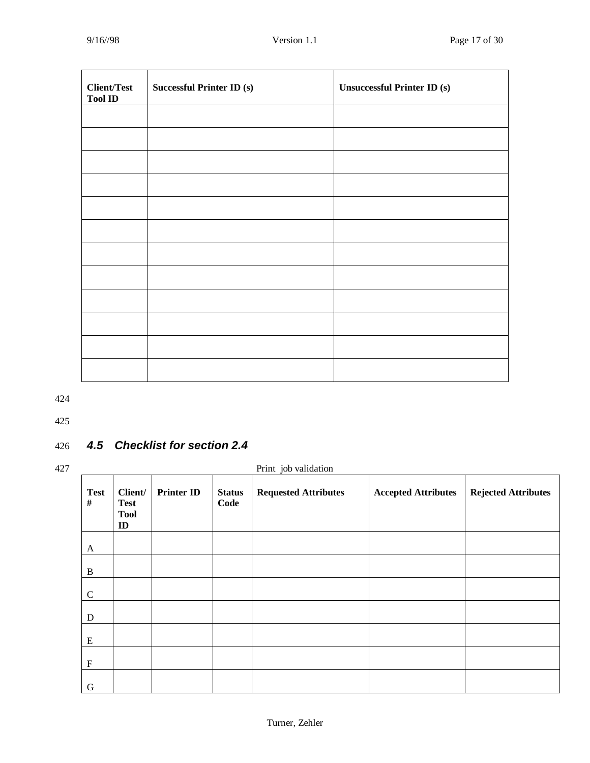| Client/Test Tool ID | Successful Printer ID (s) | Unsuccessful Printer ID (s) |
|---|---|---|
| | | |
| | | |
| | | |
| | | |
| | | |
| | | |
| | | |
| | | |
| | | |
| | | |
| | | |
| | | |

### 4.5 Checklist for section 2.4

Print job validation

| Test # | Client/ Test Tool ID | Printer ID | Status Code | Requested Attributes | Accepted Attributes | Rejected Attributes |
|---|---|---|---|---|---|---|
| A | | | | | | |
| B | | | | | | |
| C | | | | | | |
| D | | | | | | |
| E | | | | | | |
| F | | | | | | |
| G | | | | | | |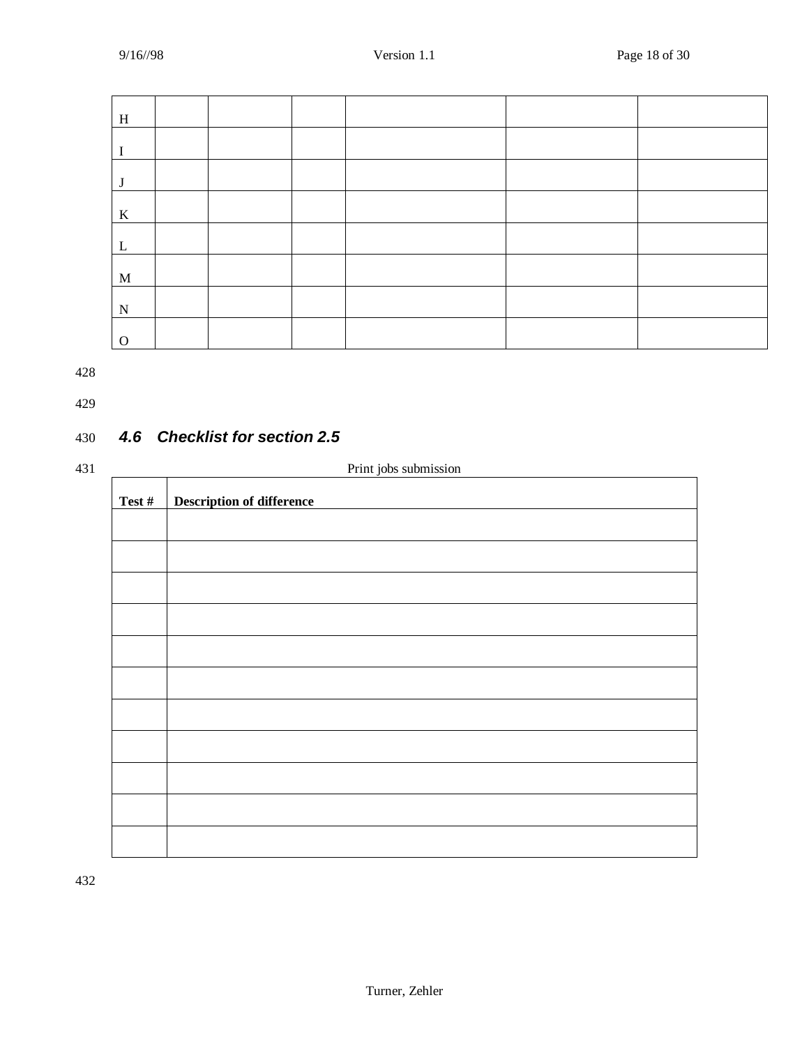| H | | | | | | |
|---|---|---|---|---|---|---|
| I | | | | | | |
| J | | | | | | |
| K | | | | | | |
| L | | | | | | |
| M | | | | | | |
| N | | | | | | |
| O | | | | | | |

428

429

430 ### *4.6 Checklist for section 2.5*

431 Print jobs submission

| Test # | Description of difference |
|---|---|
| | |
| | |
| | |
| | |
| | |
| | |
| | |
| | |
| | |
| | |
| | |

432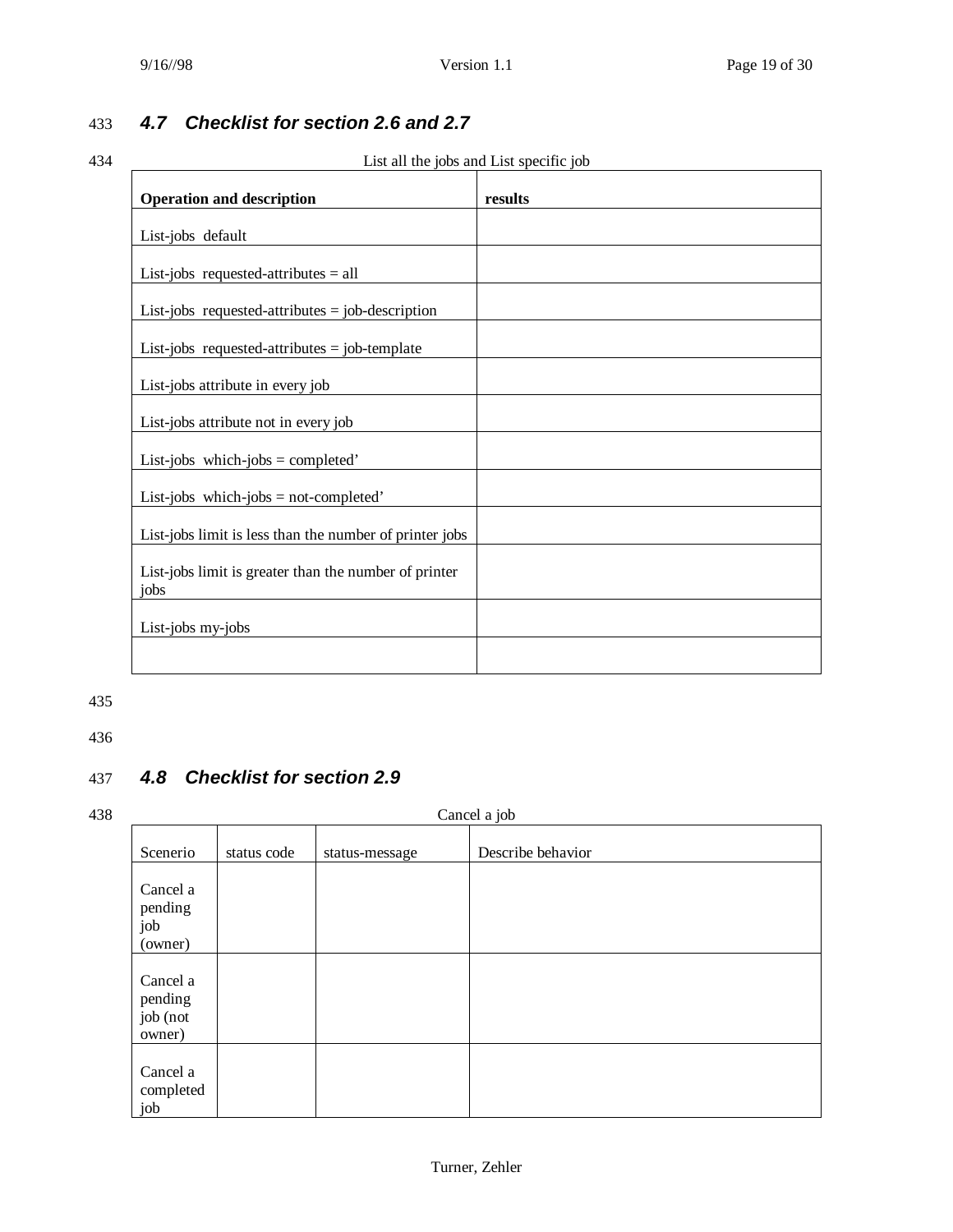### 4.7 Checklist for section 2.6 and 2.7

List all the jobs and List specific job

| Operation and description | results |
|---|---|
| List-jobs default | |
| List-jobs requested-attributes = all | |
| List-jobs requested-attributes = job-description | |
| List-jobs requested-attributes = job-template | |
| List-jobs attribute in every job | |
| List-jobs attribute not in every job | |
| List-jobs which-jobs = completed’ | |
| List-jobs which-jobs = not-completed’ | |
| List-jobs limit is less than the number of printer jobs | |
| List-jobs limit is greater than the number of printer jobs | |
| List-jobs my-jobs | |
| | |

### 4.8 Checklist for section 2.9

Cancel a job

| Scenerio | status code | status-message | Describe behavior |
|---|---|---|---|
| Cancel a pending job (owner) | | | |
| Cancel a pending job (not owner) | | | |
| Cancel a completed job | | | |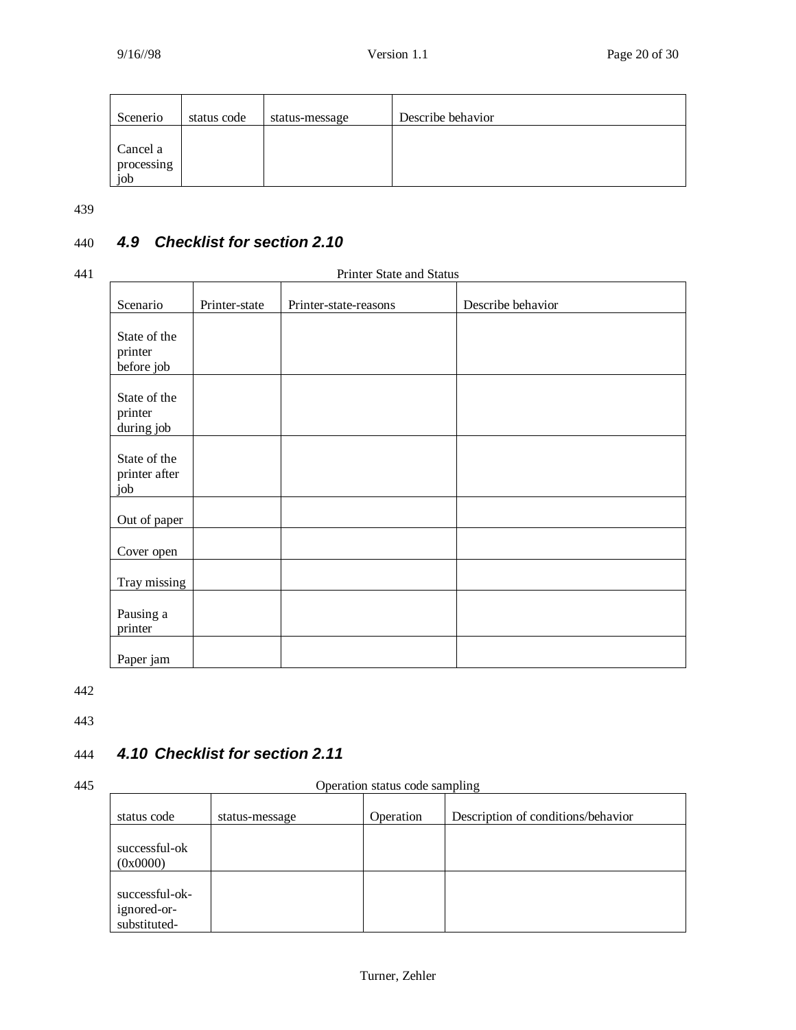| Scenerio | status code | status-message | Describe behavior |
|---|---|---|---|
| Cancel a processing job | | | |

### *4.9 Checklist for section 2.10*

Printer State and Status

| Scenario | Printer-state | Printer-state-reasons | Describe behavior |
|---|---|---|---|
| State of the printer before job | | | |
| State of the printer during job | | | |
| State of the printer after job | | | |
| Out of paper | | | |
| Cover open | | | |
| Tray missing | | | |
| Pausing a printer | | | |
| Paper jam | | | |

### *4.10 Checklist for section 2.11*

Operation status code sampling

| status code | status-message | Operation | Description of conditions/behavior |
|---|---|---|---|
| successful-ok (0x0000) | | | |
| successful-ok-ignored-or-substituted- | | | |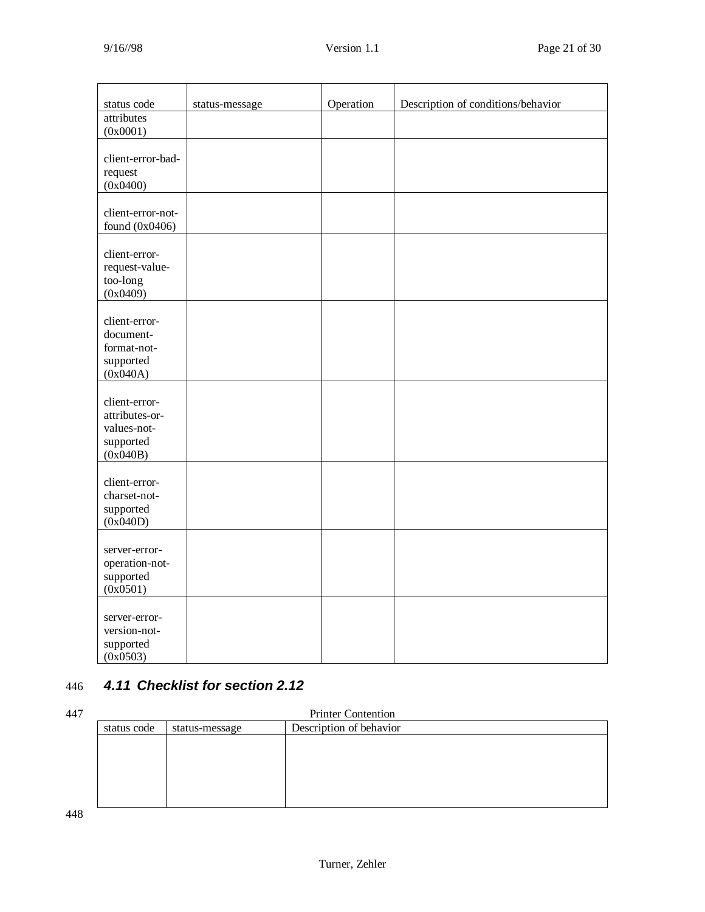| status code | status-message | Operation | Description of conditions/behavior |
|---|---|---|---|
| attributes (0x0001) | | | |
| client-error-bad-request (0x0400) | | | |
| client-error-not-found (0x0406) | | | |
| client-error-request-value-too-long (0x0409) | | | |
| client-error-document-format-not-supported (0x040A) | | | |
| client-error-attributes-or-values-not-supported (0x040B) | | | |
| client-error-charset-not-supported (0x040D) | | | |
| server-error-operation-not-supported (0x0501) | | | |
| server-error-version-not-supported (0x0503) | | | |

446 ***4.11 Checklist for section 2.12***

447 Printer Contention

| status code | status-message | Description of behavior |
|---|---|---|
| | | |

448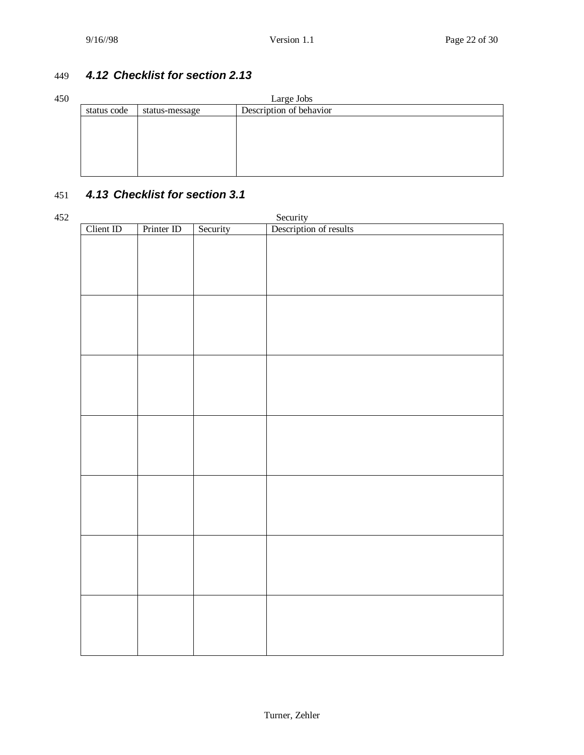### 4.12 Checklist for section 2.13

Large Jobs

| status code | status-message | Description of behavior |
|---|---|---|
| | | |

### 4.13 Checklist for section 3.1

Security

| Client ID | Printer ID | Security | Description of results |
|---|---|---|---|
| | | | |
| | | | |
| | | | |
| | | | |
| | | | |
| | | | |
| | | | |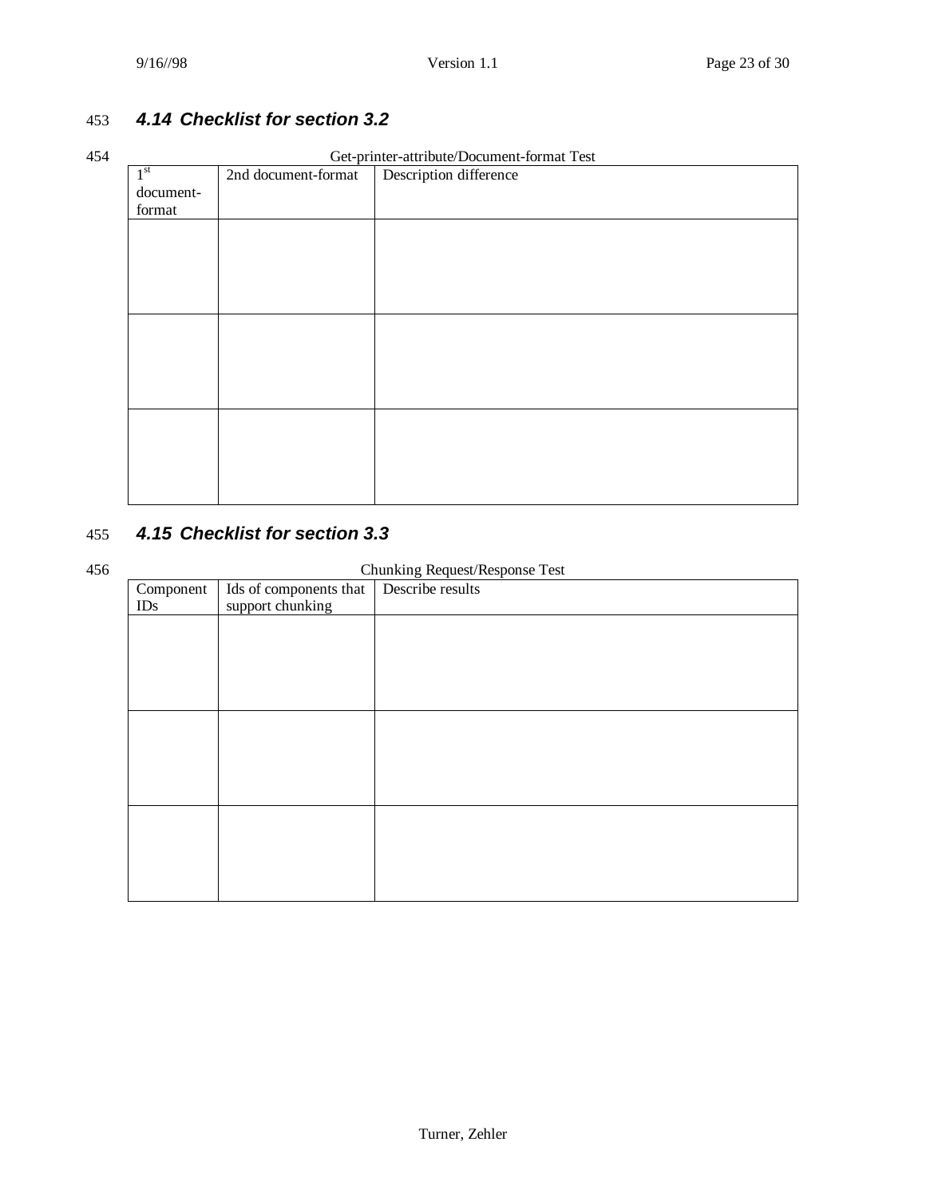## 4.14 Checklist for section 3.2

Get-printer-attribute/Document-format Test

| 1st document-format | 2nd document-format | Description difference |
|---|---|---|
| | | |
| | | |
| | | |

## 4.15 Checklist for section 3.3

Chunking Request/Response Test

| Component IDs | Ids of components that support chunking | Describe results |
|---|---|---|
| | | |
| | | |
| | | |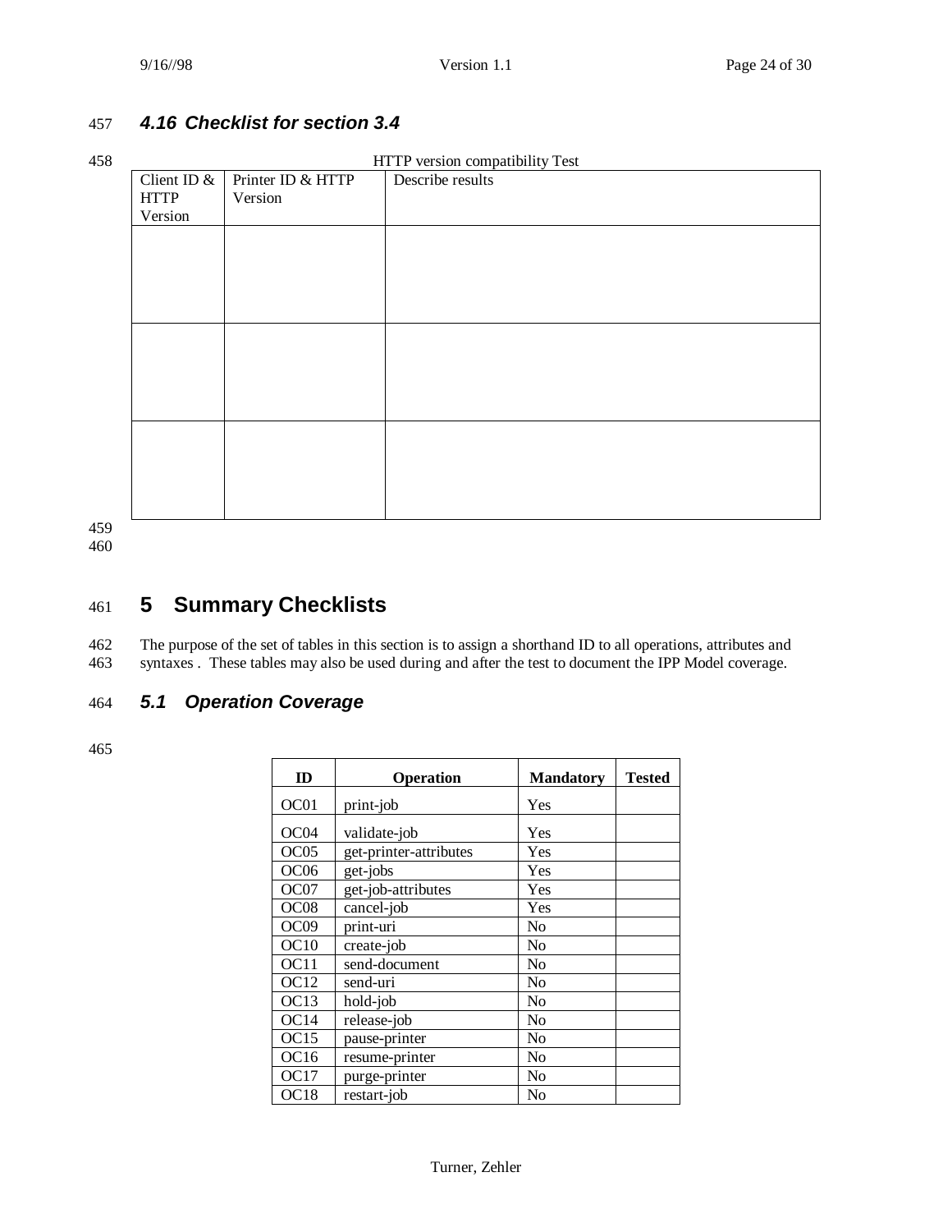### 4.16 Checklist for section 3.4

HTTP version compatibility Test

| Client ID & HTTP Version | Printer ID & HTTP Version | Describe results |
| --- | --- | --- |
| | | |
| | | |
| | | |

# 5 Summary Checklists

The purpose of the set of tables in this section is to assign a shorthand ID to all operations, attributes and syntaxes . These tables may also be used during and after the test to document the IPP Model coverage.

## 5.1 Operation Coverage

| ID | Operation | Mandatory | Tested |
| --- | --- | --- | --- |
| OC01 | print-job | Yes | |
| OC04 | validate-job | Yes | |
| OC05 | get-printer-attributes | Yes | |
| OC06 | get-jobs | Yes | |
| OC07 | get-job-attributes | Yes | |
| OC08 | cancel-job | Yes | |
| OC09 | print-uri | No | |
| OC10 | create-job | No | |
| OC11 | send-document | No | |
| OC12 | send-uri | No | |
| OC13 | hold-job | No | |
| OC14 | release-job | No | |
| OC15 | pause-printer | No | |
| OC16 | resume-printer | No | |
| OC17 | purge-printer | No | |
| OC18 | restart-job | No | |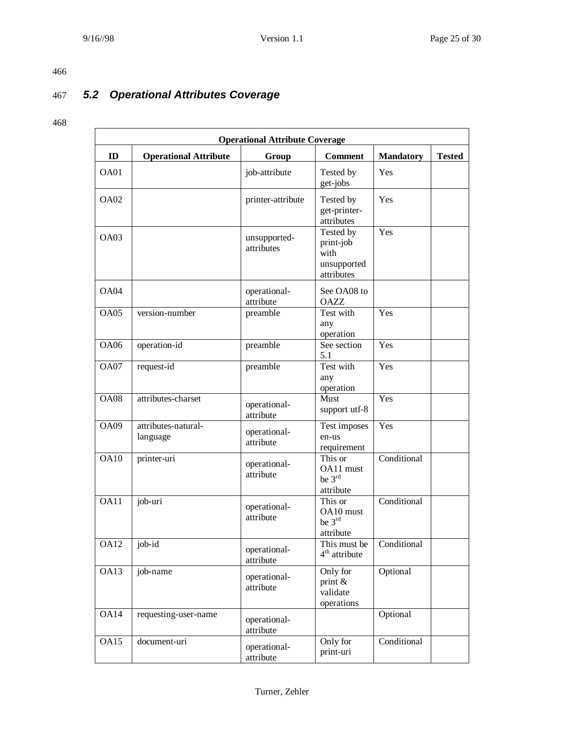## 5.2 Operational Attributes Coverage

| Operational Attribute Coverage | | | | | |
|---|---|---|---|---|---|
| **ID** | **Operational Attribute** | **Group** | **Comment** | **Mandatory** | **Tested** |
| OA01 | | job-attribute | Tested by get-jobs | Yes | |
| OA02 | | printer-attribute | Tested by get-printer-attributes | Yes | |
| OA03 | | unsupported-attributes | Tested by print-job with unsupported attributes | Yes | |
| OA04 | | operational-attribute | See OA08 to OAZZ | | |
| OA05 | version-number | preamble | Test with any operation | Yes | |
| OA06 | operation-id | preamble | See section 5.1 | Yes | |
| OA07 | request-id | preamble | Test with any operation | Yes | |
| OA08 | attributes-charset | operational-attribute | Must support utf-8 | Yes | |
| OA09 | attributes-natural-language | operational-attribute | Test imposes en-us requirement | Yes | |
| OA10 | printer-uri | operational-attribute | This or OA11 must be 3rd attribute | Conditional | |
| OA11 | job-uri | operational-attribute | This or OA10 must be 3rd attribute | Conditional | |
| OA12 | job-id | operational-attribute | This must be 4th attribute | Conditional | |
| OA13 | job-name | operational-attribute | Only for print & validate operations | Optional | |
| OA14 | requesting-user-name | operational-attribute | | Optional | |
| OA15 | document-uri | operational-attribute | Only for print-uri | Conditional | |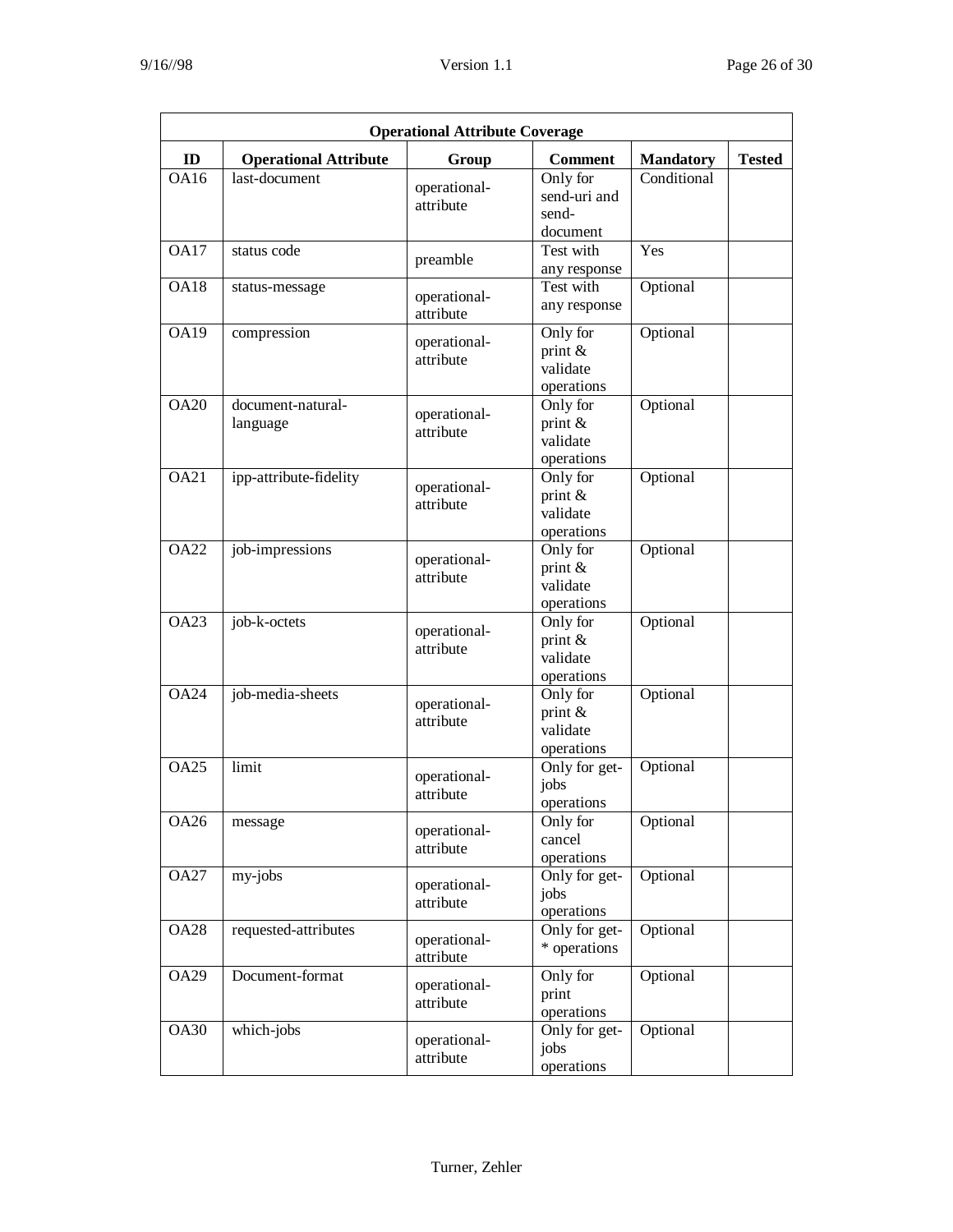| Operational Attribute Coverage | | | | | |
|---|---|---|---|---|---|
| **ID** | **Operational Attribute** | **Group** | **Comment** | **Mandatory** | **Tested** |
| OA16 | last-document | operational-attribute | Only for send-uri and send-document | Conditional | |
| OA17 | status code | preamble | Test with any response | Yes | |
| OA18 | status-message | operational-attribute | Test with any response | Optional | |
| OA19 | compression | operational-attribute | Only for print & validate operations | Optional | |
| OA20 | document-natural-language | operational-attribute | Only for print & validate operations | Optional | |
| OA21 | ipp-attribute-fidelity | operational-attribute | Only for print & validate operations | Optional | |
| OA22 | job-impressions | operational-attribute | Only for print & validate operations | Optional | |
| OA23 | job-k-octets | operational-attribute | Only for print & validate operations | Optional | |
| OA24 | job-media-sheets | operational-attribute | Only for print & validate operations | Optional | |
| OA25 | limit | operational-attribute | Only for get-jobs operations | Optional | |
| OA26 | message | operational-attribute | Only for cancel operations | Optional | |
| OA27 | my-jobs | operational-attribute | Only for get-jobs operations | Optional | |
| OA28 | requested-attributes | operational-attribute | Only for get-* operations | Optional | |
| OA29 | Document-format | operational-attribute | Only for print operations | Optional | |
| OA30 | which-jobs | operational-attribute | Only for get-jobs operations | Optional | |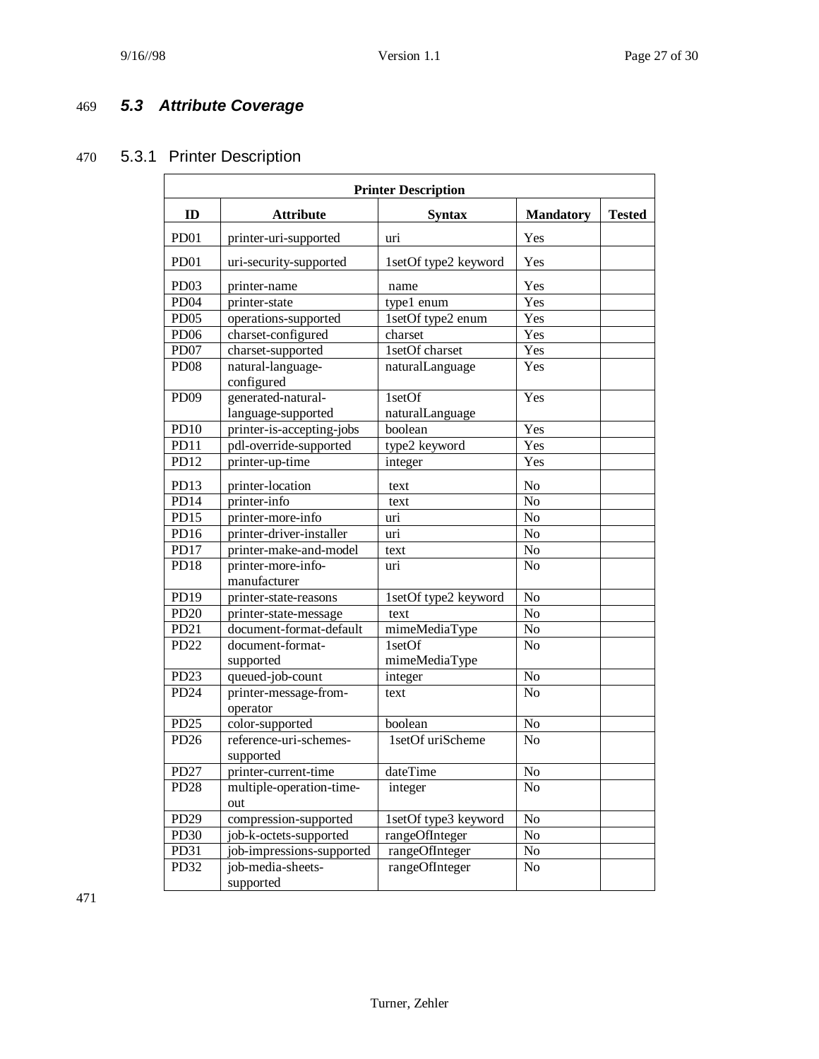## 5.3 Attribute Coverage

### 5.3.1 Printer Description

| Printer Description | | | | |
|---|---|---|---|---|
| **ID** | **Attribute** | **Syntax** | **Mandatory** | **Tested** |
| PD01 | printer-uri-supported | uri | Yes | |
| PD01 | uri-security-supported | 1setOf type2 keyword | Yes | |
| PD03 | printer-name | name | Yes | |
| PD04 | printer-state | type1 enum | Yes | |
| PD05 | operations-supported | 1setOf type2 enum | Yes | |
| PD06 | charset-configured | charset | Yes | |
| PD07 | charset-supported | 1setOf charset | Yes | |
| PD08 | natural-language-configured | naturalLanguage | Yes | |
| PD09 | generated-natural-language-supported | 1setOf naturalLanguage | Yes | |
| PD10 | printer-is-accepting-jobs | boolean | Yes | |
| PD11 | pdl-override-supported | type2 keyword | Yes | |
| PD12 | printer-up-time | integer | Yes | |
| PD13 | printer-location | text | No | |
| PD14 | printer-info | text | No | |
| PD15 | printer-more-info | uri | No | |
| PD16 | printer-driver-installer | uri | No | |
| PD17 | printer-make-and-model | text | No | |
| PD18 | printer-more-info-manufacturer | uri | No | |
| PD19 | printer-state-reasons | 1setOf type2 keyword | No | |
| PD20 | printer-state-message | text | No | |
| PD21 | document-format-default | mimeMediaType | No | |
| PD22 | document-format-supported | 1setOf mimeMediaType | No | |
| PD23 | queued-job-count | integer | No | |
| PD24 | printer-message-from-operator | text | No | |
| PD25 | color-supported | boolean | No | |
| PD26 | reference-uri-schemes-supported | 1setOf uriScheme | No | |
| PD27 | printer-current-time | dateTime | No | |
| PD28 | multiple-operation-time-out | integer | No | |
| PD29 | compression-supported | 1setOf type3 keyword | No | |
| PD30 | job-k-octets-supported | rangeOfInteger | No | |
| PD31 | job-impressions-supported | rangeOfInteger | No | |
| PD32 | job-media-sheets-supported | rangeOfInteger | No | |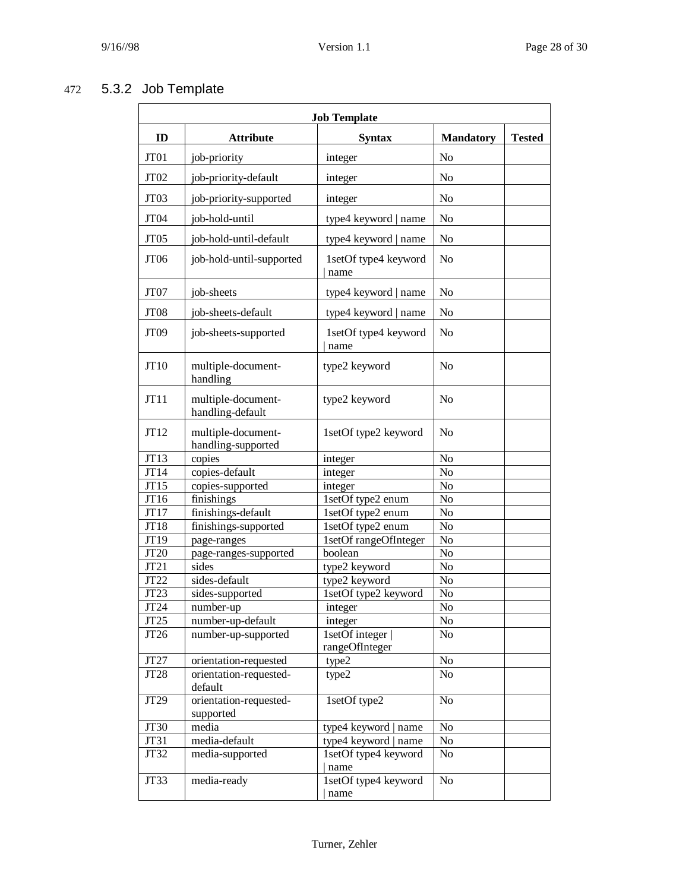472 5.3.2 Job Template

| Job Template | | | | |
|---|---|---|---|---|
| **ID** | **Attribute** | **Syntax** | **Mandatory** | **Tested** |
| JT01 | job-priority | integer | No | |
| JT02 | job-priority-default | integer | No | |
| JT03 | job-priority-supported | integer | No | |
| JT04 | job-hold-until | type4 keyword \| name | No | |
| JT05 | job-hold-until-default | type4 keyword \| name | No | |
| JT06 | job-hold-until-supported | 1setOf type4 keyword \| name | No | |
| JT07 | job-sheets | type4 keyword \| name | No | |
| JT08 | job-sheets-default | type4 keyword \| name | No | |
| JT09 | job-sheets-supported | 1setOf type4 keyword \| name | No | |
| JT10 | multiple-document-handling | type2 keyword | No | |
| JT11 | multiple-document-handling-default | type2 keyword | No | |
| JT12 | multiple-document-handling-supported | 1setOf type2 keyword | No | |
| JT13 | copies | integer | No | |
| JT14 | copies-default | integer | No | |
| JT15 | copies-supported | integer | No | |
| JT16 | finishings | 1setOf type2 enum | No | |
| JT17 | finishings-default | 1setOf type2 enum | No | |
| JT18 | finishings-supported | 1setOf type2 enum | No | |
| JT19 | page-ranges | 1setOf rangeOfInteger | No | |
| JT20 | page-ranges-supported | boolean | No | |
| JT21 | sides | type2 keyword | No | |
| JT22 | sides-default | type2 keyword | No | |
| JT23 | sides-supported | 1setOf type2 keyword | No | |
| JT24 | number-up | integer | No | |
| JT25 | number-up-default | integer | No | |
| JT26 | number-up-supported | 1setOf integer \| rangeOfInteger | No | |
| JT27 | orientation-requested | type2 | No | |
| JT28 | orientation-requested-default | type2 | No | |
| JT29 | orientation-requested-supported | 1setOf type2 | No | |
| JT30 | media | type4 keyword \| name | No | |
| JT31 | media-default | type4 keyword \| name | No | |
| JT32 | media-supported | 1setOf type4 keyword \| name | No | |
| JT33 | media-ready | 1setOf type4 keyword \| name | No | |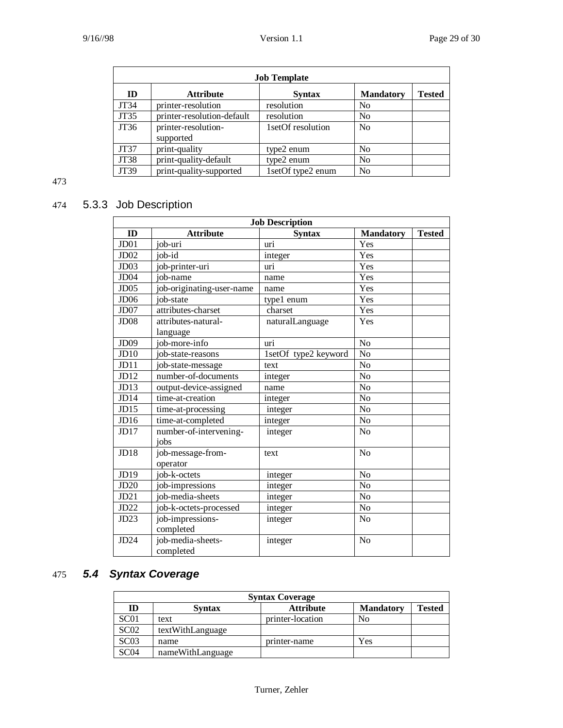| Job Template | | | | |
|---|---|---|---|---|
| **ID** | **Attribute** | **Syntax** | **Mandatory** | **Tested** |
| JT34 | printer-resolution | resolution | No | |
| JT35 | printer-resolution-default | resolution | No | |
| JT36 | printer-resolution-supported | 1setOf resolution | No | |
| JT37 | print-quality | type2 enum | No | |
| JT38 | print-quality-default | type2 enum | No | |
| JT39 | print-quality-supported | 1setOf type2 enum | No | |

473

474 ### 5.3.3 Job Description

| Job Description | | | | |
|---|---|---|---|---|
| **ID** | **Attribute** | **Syntax** | **Mandatory** | **Tested** |
| JD01 | job-uri | uri | Yes | |
| JD02 | job-id | integer | Yes | |
| JD03 | job-printer-uri | uri | Yes | |
| JD04 | job-name | name | Yes | |
| JD05 | job-originating-user-name | name | Yes | |
| JD06 | job-state | type1 enum | Yes | |
| JD07 | attributes-charset | charset | Yes | |
| JD08 | attributes-natural-language | naturalLanguage | Yes | |
| JD09 | job-more-info | uri | No | |
| JD10 | job-state-reasons | 1setOf type2 keyword | No | |
| JD11 | job-state-message | text | No | |
| JD12 | number-of-documents | integer | No | |
| JD13 | output-device-assigned | name | No | |
| JD14 | time-at-creation | integer | No | |
| JD15 | time-at-processing | integer | No | |
| JD16 | time-at-completed | integer | No | |
| JD17 | number-of-intervening-jobs | integer | No | |
| JD18 | job-message-from-operator | text | No | |
| JD19 | job-k-octets | integer | No | |
| JD20 | job-impressions | integer | No | |
| JD21 | job-media-sheets | integer | No | |
| JD22 | job-k-octets-processed | integer | No | |
| JD23 | job-impressions-completed | integer | No | |
| JD24 | job-media-sheets-completed | integer | No | |

475 ## *5.4 Syntax Coverage*

| Syntax Coverage | | | | |
|---|---|---|---|---|
| **ID** | **Syntax** | **Attribute** | **Mandatory** | **Tested** |
| SC01 | text | printer-location | No | |
| SC02 | textWithLanguage | | | |
| SC03 | name | printer-name | Yes | |
| SC04 | nameWithLanguage | | | |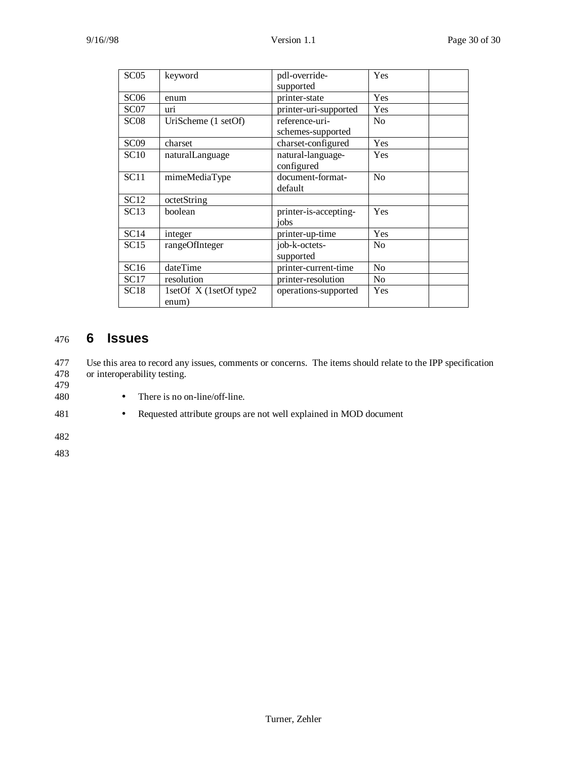| | | | | |
|---|---|---|---|---|
| SC05 | keyword | pdl-override-supported | Yes | |
| SC06 | enum | printer-state | Yes | |
| SC07 | uri | printer-uri-supported | Yes | |
| SC08 | UriScheme (1 setOf) | reference-uri-schemes-supported | No | |
| SC09 | charset | charset-configured | Yes | |
| SC10 | naturalLanguage | natural-language-configured | Yes | |
| SC11 | mimeMediaType | document-format-default | No | |
| SC12 | octetString | | | |
| SC13 | boolean | printer-is-accepting-jobs | Yes | |
| SC14 | integer | printer-up-time | Yes | |
| SC15 | rangeOfInteger | job-k-octets-supported | No | |
| SC16 | dateTime | printer-current-time | No | |
| SC17 | resolution | printer-resolution | No | |
| SC18 | 1setOf X (1setOf type2 enum) | operations-supported | Yes | |

# 6 Issues

Use this area to record any issues, comments or concerns. The items should relate to the IPP specification or interoperability testing.

- There is no on-line/off-line.
- Requested attribute groups are not well explained in MOD document